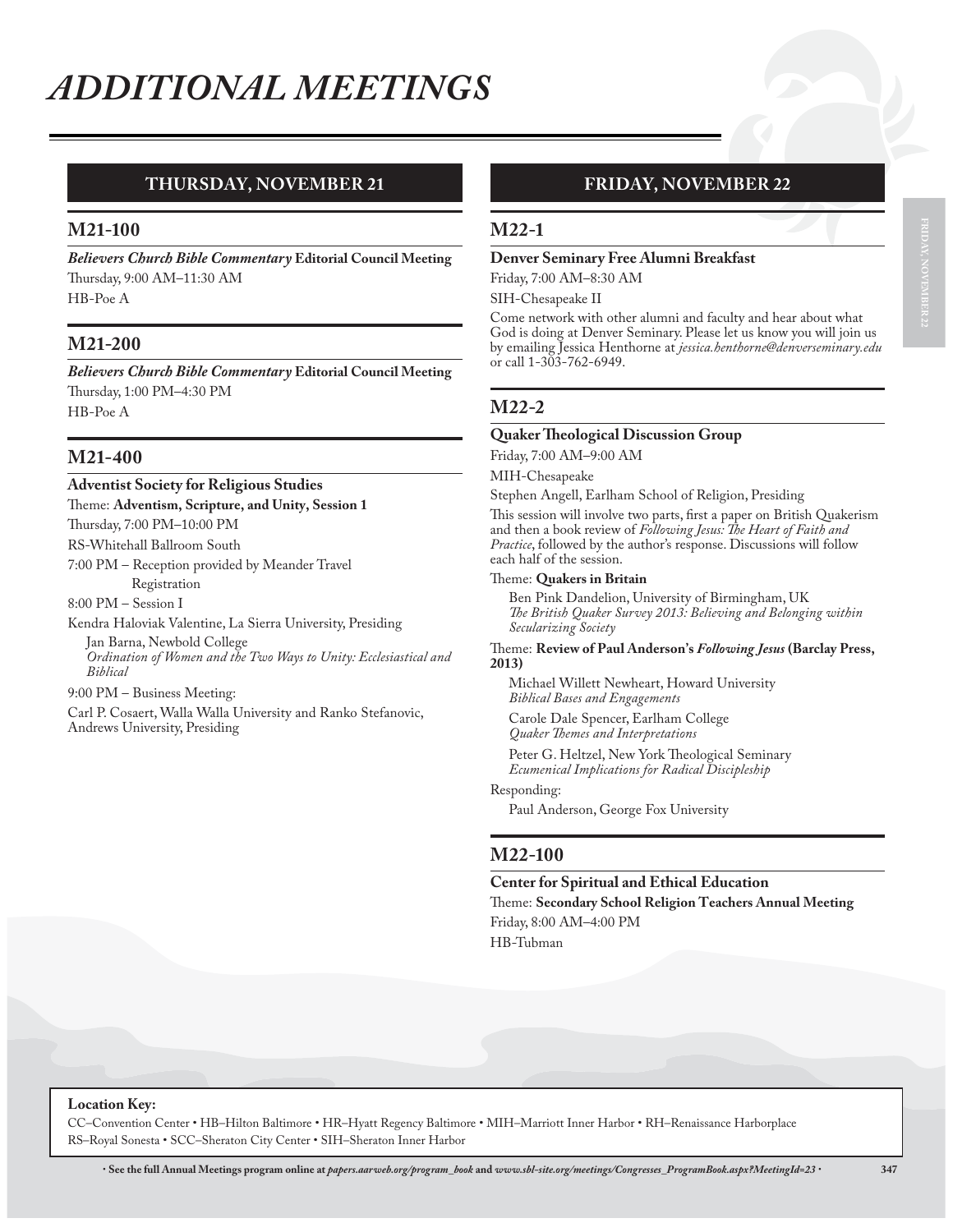# ADDITIONAL MEETINGS

## THURSDAY, NOVEMBER 21

### M21-100

***Believers Church Bible Commentary* Editorial Council Meeting**

Thursday, 9:00 AM–11:30 AM

HB-Poe A

### M21-200

***Believers Church Bible Commentary* Editorial Council Meeting**

Thursday, 1:00 PM–4:30 PM

HB-Poe A

### M21-400

**Adventist Society for Religious Studies**

Theme: **Adventism, Scripture, and Unity, Session 1**

Thursday, 7:00 PM–10:00 PM

RS-Whitehall Ballroom South

7:00 PM – Reception provided by Meander Travel
Registration

8:00 PM – Session I

Kendra Haloviak Valentine, La Sierra University, Presiding

Jan Barna, Newbold College
*Ordination of Women and the Two Ways to Unity: Ecclesiastical and Biblical*

9:00 PM – Business Meeting:

Carl P. Cosaert, Walla Walla University and Ranko Stefanovic, Andrews University, Presiding

## FRIDAY, NOVEMBER 22

### M22-1

**Denver Seminary Free Alumni Breakfast**

Friday, 7:00 AM–8:30 AM

SIH-Chesapeake II

Come network with other alumni and faculty and hear about what God is doing at Denver Seminary. Please let us know you will join us by emailing Jessica Henthorne at *jessica.henthorne@denverseminary.edu* or call 1-303-762-6949.

### M22-2

**Quaker Theological Discussion Group**

Friday, 7:00 AM–9:00 AM

MIH-Chesapeake

Stephen Angell, Earlham School of Religion, Presiding

This session will involve two parts, first a paper on British Quakerism and then a book review of *Following Jesus: The Heart of Faith and Practice*, followed by the author's response. Discussions will follow each half of the session.

Theme: **Quakers in Britain**

Ben Pink Dandelion, University of Birmingham, UK
*The British Quaker Survey 2013: Believing and Belonging within Secularizing Society*

Theme: **Review of Paul Anderson's *Following Jesus* (Barclay Press, 2013)**

Michael Willett Newheart, Howard University
*Biblical Bases and Engagements*

Carole Dale Spencer, Earlham College
*Quaker Themes and Interpretations*

Peter G. Heltzel, New York Theological Seminary
*Ecumenical Implications for Radical Discipleship*

Responding:

Paul Anderson, George Fox University

### M22-100

**Center for Spiritual and Ethical Education**

Theme: **Secondary School Religion Teachers Annual Meeting**

Friday, 8:00 AM–4:00 PM

HB-Tubman

**Location Key:**

CC–Convention Center • HB–Hilton Baltimore • HR–Hyatt Regency Baltimore • MIH–Marriott Inner Harbor • RH–Renaissance Harborplace
RS–Royal Sonesta • SCC–Sheraton City Center • SIH–Sheraton Inner Harbor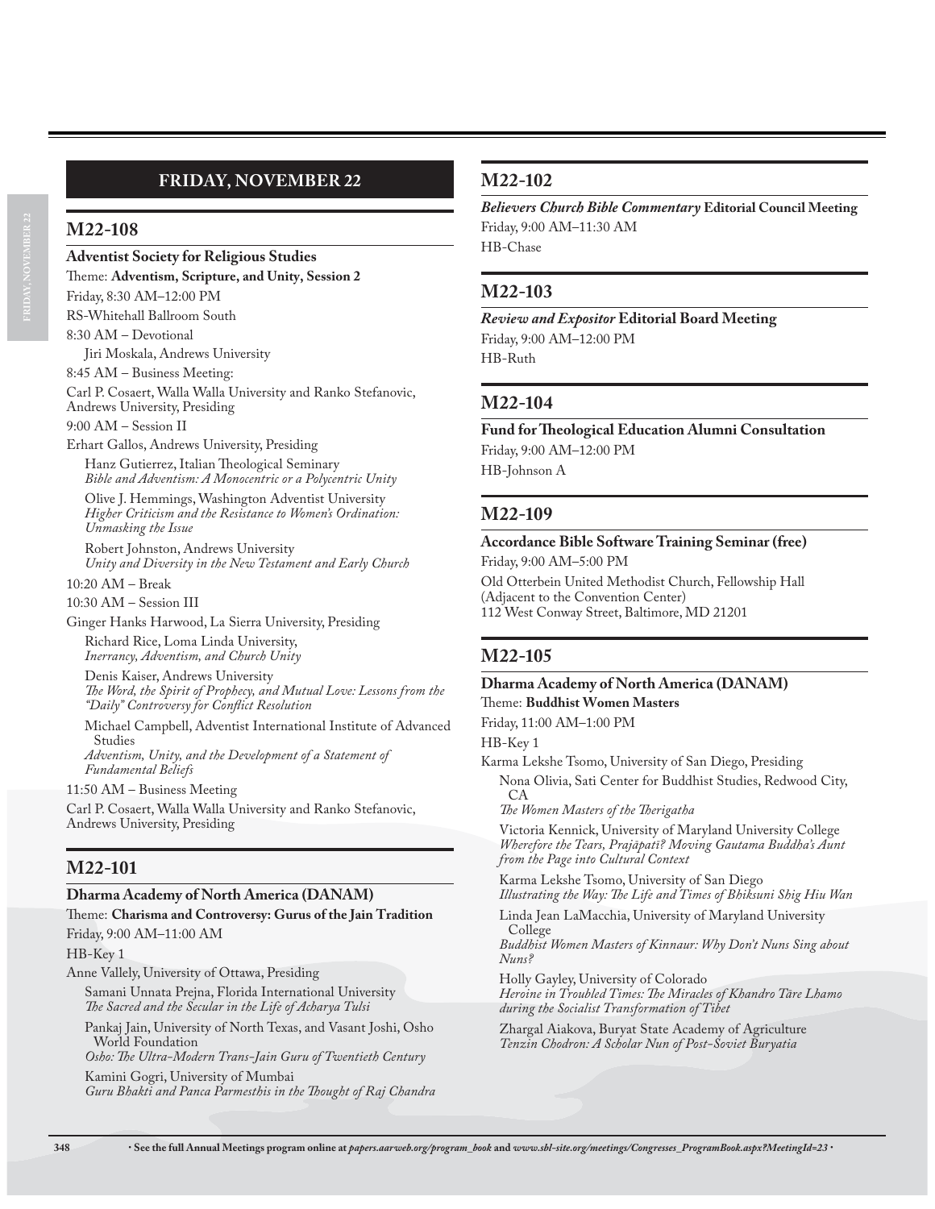## FRIDAY, NOVEMBER 22

## M22-108

**Adventist Society for Religious Studies**

Theme: **Adventism, Scripture, and Unity, Session 2**

Friday, 8:30 AM–12:00 PM

RS-Whitehall Ballroom South

8:30 AM – Devotional

Jiri Moskala, Andrews University

8:45 AM – Business Meeting:

Carl P. Cosaert, Walla Walla University and Ranko Stefanovic, Andrews University, Presiding

9:00 AM – Session II

Erhart Gallos, Andrews University, Presiding

Hanz Gutierrez, Italian Theological Seminary
*Bible and Adventism: A Monocentric or a Polycentric Unity*

Olive J. Hemmings, Washington Adventist University
*Higher Criticism and the Resistance to Women's Ordination: Unmasking the Issue*

Robert Johnston, Andrews University
*Unity and Diversity in the New Testament and Early Church*

10:20 AM – Break

10:30 AM – Session III

Ginger Hanks Harwood, La Sierra University, Presiding

Richard Rice, Loma Linda University,
*Inerrancy, Adventism, and Church Unity*

Denis Kaiser, Andrews University
*The Word, the Spirit of Prophecy, and Mutual Love: Lessons from the "Daily" Controversy for Conflict Resolution*

Michael Campbell, Adventist International Institute of Advanced Studies
*Adventism, Unity, and the Development of a Statement of Fundamental Beliefs*

11:50 AM – Business Meeting

Carl P. Cosaert, Walla Walla University and Ranko Stefanovic, Andrews University, Presiding

## M22-101

**Dharma Academy of North America (DANAM)**

Theme: **Charisma and Controversy: Gurus of the Jain Tradition**

Friday, 9:00 AM–11:00 AM

HB-Key 1

Anne Vallely, University of Ottawa, Presiding

Samani Unnata Prejna, Florida International University
*The Sacred and the Secular in the Life of Acharya Tulsi*

Pankaj Jain, University of North Texas, and Vasant Joshi, Osho World Foundation
*Osho: The Ultra-Modern Trans-Jain Guru of Twentieth Century*

Kamini Gogri, University of Mumbai
*Guru Bhakti and Panca Parmesthis in the Thought of Raj Chandra*

## M22-102

***Believers Church Bible Commentary* Editorial Council Meeting**

Friday, 9:00 AM–11:30 AM

HB-Chase

## M22-103

***Review and Expositor* Editorial Board Meeting**

Friday, 9:00 AM–12:00 PM

HB-Ruth

## M22-104

**Fund for Theological Education Alumni Consultation**

Friday, 9:00 AM–12:00 PM

HB-Johnson A

## M22-109

**Accordance Bible Software Training Seminar (free)**

Friday, 9:00 AM–5:00 PM

Old Otterbein United Methodist Church, Fellowship Hall
(Adjacent to the Convention Center)
112 West Conway Street, Baltimore, MD 21201

## M22-105

**Dharma Academy of North America (DANAM)**

Theme: **Buddhist Women Masters**

Friday, 11:00 AM–1:00 PM

HB-Key 1

Karma Lekshe Tsomo, University of San Diego, Presiding

Nona Olivia, Sati Center for Buddhist Studies, Redwood City, CA
*The Women Masters of the Therigatha*

Victoria Kennick, University of Maryland University College
*Wherefore the Tears, Prajāpatī? Moving Gautama Buddha's Aunt from the Page into Cultural Context*

Karma Lekshe Tsomo, University of San Diego
*Illustrating the Way: The Life and Times of Bhiksuni Shig Hiu Wan*

Linda Jean LaMacchia, University of Maryland University College
*Buddhist Women Masters of Kinnaur: Why Don't Nuns Sing about Nuns?*

Holly Gayley, University of Colorado
*Heroine in Troubled Times: The Miracles of Khandro Tāre Lhamo during the Socialist Transformation of Tibet*

Zhargal Aiakova, Buryat State Academy of Agriculture
*Tenzin Chodron: A Scholar Nun of Post-Soviet Buryatia*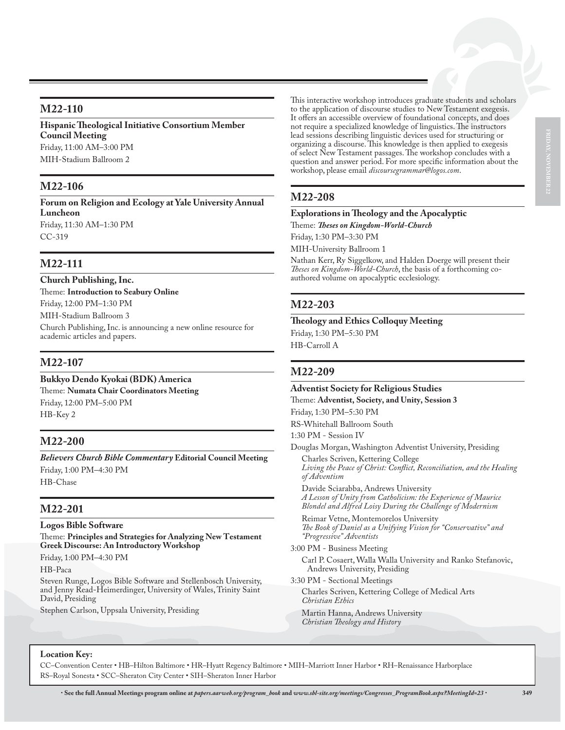## M22-110

**Hispanic Theological Initiative Consortium Member Council Meeting**

Friday, 11:00 AM–3:00 PM

MIH-Stadium Ballroom 2

## M22-106

**Forum on Religion and Ecology at Yale University Annual Luncheon**

Friday, 11:30 AM–1:30 PM

CC-319

## M22-111

**Church Publishing, Inc.**

Theme: **Introduction to Seabury Online**

Friday, 12:00 PM–1:30 PM

MIH-Stadium Ballroom 3

Church Publishing, Inc. is announcing a new online resource for academic articles and papers.

## M22-107

**Bukkyo Dendo Kyokai (BDK) America**

Theme: **Numata Chair Coordinators Meeting**

Friday, 12:00 PM–5:00 PM

HB-Key 2

## M22-200

***Believers Church Bible Commentary* Editorial Council Meeting**

Friday, 1:00 PM–4:30 PM

HB-Chase

## M22-201

**Logos Bible Software**

Theme: **Principles and Strategies for Analyzing New Testament Greek Discourse: An Introductory Workshop**

Friday, 1:00 PM–4:30 PM

HB-Paca

Steven Runge, Logos Bible Software and Stellenbosch University, and Jenny Read-Heimerdinger, University of Wales, Trinity Saint David, Presiding

Stephen Carlson, Uppsala University, Presiding

This interactive workshop introduces graduate students and scholars to the application of discourse studies to New Testament exegesis. It offers an accessible overview of foundational concepts, and does not require a specialized knowledge of linguistics. The instructors lead sessions describing linguistic devices used for structuring or organizing a discourse. This knowledge is then applied to exegesis of select New Testament passages. The workshop concludes with a question and answer period. For more specific information about the workshop, please email *discoursegrammar@logos.com*.

## M22-208

**Explorations in Theology and the Apocalyptic**

Theme: ***Theses on Kingdom-World-Church***

Friday, 1:30 PM–3:30 PM

MIH-University Ballroom 1

Nathan Kerr, Ry Siggelkow, and Halden Doerge will present their *Theses on Kingdom-World-Church*, the basis of a forthcoming co-authored volume on apocalyptic ecclesiology.

## M22-203

**Theology and Ethics Colloquy Meeting**

Friday, 1:30 PM–5:30 PM

HB-Carroll A

## M22-209

**Adventist Society for Religious Studies**

Theme: **Adventist, Society, and Unity, Session 3**

Friday, 1:30 PM–5:30 PM

RS-Whitehall Ballroom South

1:30 PM - Session IV

Douglas Morgan, Washington Adventist University, Presiding

Charles Scriven, Kettering College
*Living the Peace of Christ: Conflict, Reconciliation, and the Healing of Adventism*

Davide Sciarabba, Andrews University
*A Lesson of Unity from Catholicism: the Experience of Maurice Blondel and Alfred Loisy During the Challenge of Modernism*

Reimar Vetne, Montemorelos University
*The Book of Daniel as a Unifying Vision for "Conservative" and "Progressive" Adventists*

3:00 PM - Business Meeting

Carl P. Cosaert, Walla Walla University and Ranko Stefanovic, Andrews University, Presiding

3:30 PM - Sectional Meetings

Charles Scriven, Kettering College of Medical Arts
*Christian Ethics*

Martin Hanna, Andrews University
*Christian Theology and History*

**Location Key:**

CC–Convention Center • HB–Hilton Baltimore • HR–Hyatt Regency Baltimore • MIH–Marriott Inner Harbor • RH–Renaissance Harborplace RS–Royal Sonesta • SCC–Sheraton City Center • SIH–Sheraton Inner Harbor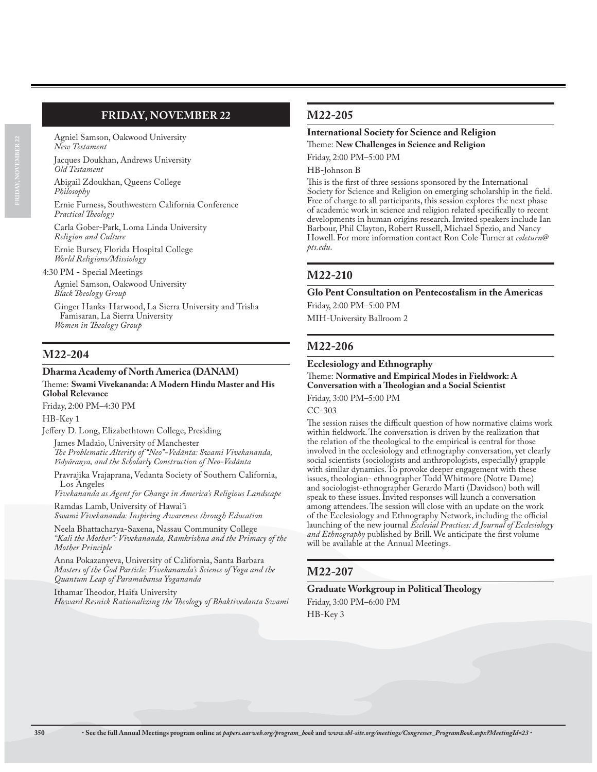## FRIDAY, NOVEMBER 22

Agniel Samson, Oakwood University
*New Testament*

Jacques Doukhan, Andrews University
*Old Testament*

Abigail Zdoukhan, Queens College
*Philosophy*

Ernie Furness, Southwestern California Conference
*Practical Theology*

Carla Gober-Park, Loma Linda University
*Religion and Culture*

Ernie Bursey, Florida Hospital College
*World Religions/Missiology*

4:30 PM - Special Meetings

Agniel Samson, Oakwood University
*Black Theology Group*

Ginger Hanks-Harwood, La Sierra University and Trisha Famisaran, La Sierra University
*Women in Theology Group*

## M22-204

**Dharma Academy of North America (DANAM)**

Theme: **Swami Vivekananda: A Modern Hindu Master and His Global Relevance**

Friday, 2:00 PM–4:30 PM

HB-Key 1

Jeffery D. Long, Elizabethtown College, Presiding

James Madaio, University of Manchester
*The Problematic Alterity of "Neo"-Vedānta: Swami Vivekananda, Vidyāraṇya, and the Scholarly Construction of Neo-Vedānta*

Pravrajika Vrajaprana, Vedanta Society of Southern California, Los Angeles
*Vivekananda as Agent for Change in America's Religious Landscape*

Ramdas Lamb, University of Hawai'i
*Swami Vivekananda: Inspiring Awareness through Education*

Neela Bhattacharya-Saxena, Nassau Community College
*"Kali the Mother": Vivekananda, Ramkrishna and the Primacy of the Mother Principle*

Anna Pokazanyeva, University of California, Santa Barbara
*Masters of the God Particle: Vivekananda's Science of Yoga and the Quantum Leap of Paramahansa Yogananda*

Ithamar Theodor, Haifa University
*Howard Resnick Rationalizing the Theology of Bhaktivedanta Swami*

## M22-205

**International Society for Science and Religion**

Theme: **New Challenges in Science and Religion**

Friday, 2:00 PM–5:00 PM

HB-Johnson B

This is the first of three sessions sponsored by the International Society for Science and Religion on emerging scholarship in the field. Free of charge to all participants, this session explores the next phase of academic work in science and religion related specifically to recent developments in human origins research. Invited speakers include Ian Barbour, Phil Clayton, Robert Russell, Michael Spezio, and Nancy Howell. For more information contact Ron Cole-Turner at *coleturn@pts.edu*.

## M22-210

**Glo Pent Consultation on Pentecostalism in the Americas**

Friday, 2:00 PM–5:00 PM

MIH-University Ballroom 2

## M22-206

**Ecclesiology and Ethnography**

Theme: **Normative and Empirical Modes in Fieldwork: A Conversation with a Theologian and a Social Scientist**

Friday, 3:00 PM–5:00 PM

CC-303

The session raises the difficult question of how normative claims work within fieldwork. The conversation is driven by the realization that the relation of the theological to the empirical is central for those involved in the ecclesiology and ethnography conversation, yet clearly social scientists (sociologists and anthropologists, especially) grapple with similar dynamics. To provoke deeper engagement with these issues, theologian- ethnographer Todd Whitmore (Notre Dame) and sociologist-ethnographer Gerardo Marti (Davidson) both will speak to these issues. Invited responses will launch a conversation among attendees. The session will close with an update on the work of the Ecclesiology and Ethnography Network, including the official launching of the new journal *Ecclesial Practices: A Journal of Ecclesiology and Ethnography* published by Brill. We anticipate the first volume will be available at the Annual Meetings.

## M22-207

**Graduate Workgroup in Political Theology**

Friday, 3:00 PM–6:00 PM

HB-Key 3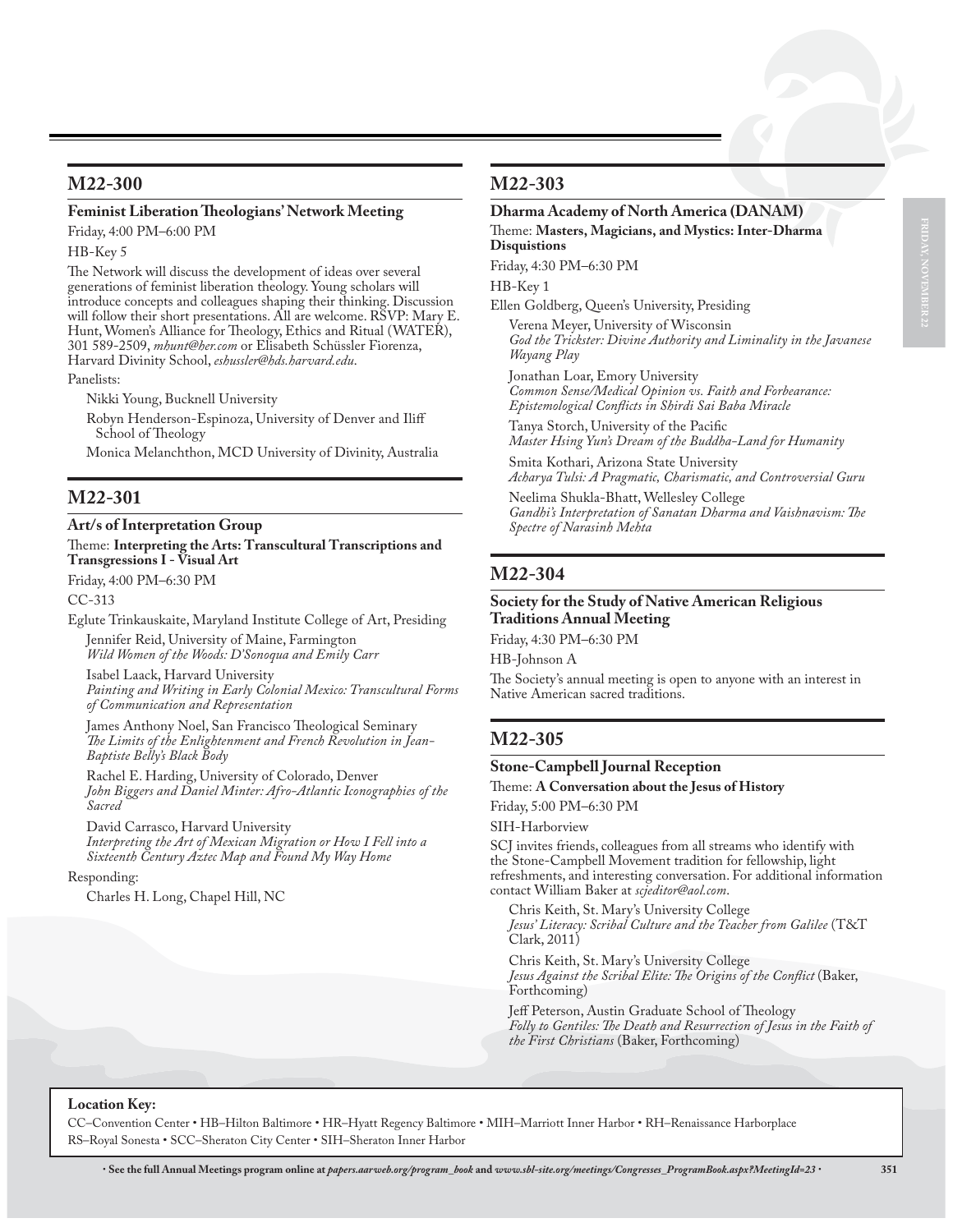## M22-300

**Feminist Liberation Theologians' Network Meeting**

Friday, 4:00 PM–6:00 PM

HB-Key 5

The Network will discuss the development of ideas over several generations of feminist liberation theology. Young scholars will introduce concepts and colleagues shaping their thinking. Discussion will follow their short presentations. All are welcome. RSVP: Mary E. Hunt, Women's Alliance for Theology, Ethics and Ritual (WATER), 301 589-2509, *mhunt@her.com* or Elisabeth Schüssler Fiorenza, Harvard Divinity School, *eshussler@hds.harvard.edu*.

Panelists:

Nikki Young, Bucknell University

Robyn Henderson-Espinoza, University of Denver and Iliff School of Theology

Monica Melanchthon, MCD University of Divinity, Australia

## M22-301

**Art/s of Interpretation Group**

Theme: **Interpreting the Arts: Transcultural Transcriptions and Transgressions I - Visual Art**

Friday, 4:00 PM–6:30 PM

CC-313

Eglute Trinkauskaite, Maryland Institute College of Art, Presiding

Jennifer Reid, University of Maine, Farmington
*Wild Women of the Woods: D'Sonoqua and Emily Carr*

Isabel Laack, Harvard University
*Painting and Writing in Early Colonial Mexico: Transcultural Forms of Communication and Representation*

James Anthony Noel, San Francisco Theological Seminary
*The Limits of the Enlightenment and French Revolution in Jean-Baptiste Belly's Black Body*

Rachel E. Harding, University of Colorado, Denver
*John Biggers and Daniel Minter: Afro-Atlantic Iconographies of the Sacred*

David Carrasco, Harvard University
*Interpreting the Art of Mexican Migration or How I Fell into a Sixteenth Century Aztec Map and Found My Way Home*

Responding:

Charles H. Long, Chapel Hill, NC

## M22-303

**Dharma Academy of North America (DANAM)**

Theme: **Masters, Magicians, and Mystics: Inter-Dharma Disquistions**

Friday, 4:30 PM–6:30 PM

HB-Key 1

Ellen Goldberg, Queen's University, Presiding

Verena Meyer, University of Wisconsin
*God the Trickster: Divine Authority and Liminality in the Javanese Wayang Play*

Jonathan Loar, Emory University
*Common Sense/Medical Opinion vs. Faith and Forbearance: Epistemological Conflicts in Shirdi Sai Baba Miracle*

Tanya Storch, University of the Pacific
*Master Hsing Yun's Dream of the Buddha-Land for Humanity*

Smita Kothari, Arizona State University
*Acharya Tulsi: A Pragmatic, Charismatic, and Controversial Guru*

Neelima Shukla-Bhatt, Wellesley College
*Gandhi's Interpretation of Sanatan Dharma and Vaishnavism: The Spectre of Narasinh Mehta*

## M22-304

**Society for the Study of Native American Religious Traditions Annual Meeting**

Friday, 4:30 PM–6:30 PM

HB-Johnson A

The Society's annual meeting is open to anyone with an interest in Native American sacred traditions.

## M22-305

**Stone-Campbell Journal Reception**

Theme: **A Conversation about the Jesus of History**

Friday, 5:00 PM–6:30 PM

SIH-Harborview

SCJ invites friends, colleagues from all streams who identify with the Stone-Campbell Movement tradition for fellowship, light refreshments, and interesting conversation. For additional information contact William Baker at *scjeditor@aol.com*.

Chris Keith, St. Mary's University College
*Jesus' Literacy: Scribal Culture and the Teacher from Galilee* (T&T Clark, 2011)

Chris Keith, St. Mary's University College
*Jesus Against the Scribal Elite: The Origins of the Conflict* (Baker, Forthcoming)

Jeff Peterson, Austin Graduate School of Theology
*Folly to Gentiles: The Death and Resurrection of Jesus in the Faith of the First Christians* (Baker, Forthcoming)

**Location Key:**

CC–Convention Center • HB–Hilton Baltimore • HR–Hyatt Regency Baltimore • MIH–Marriott Inner Harbor • RH–Renaissance Harborplace
RS–Royal Sonesta • SCC–Sheraton City Center • SIH–Sheraton Inner Harbor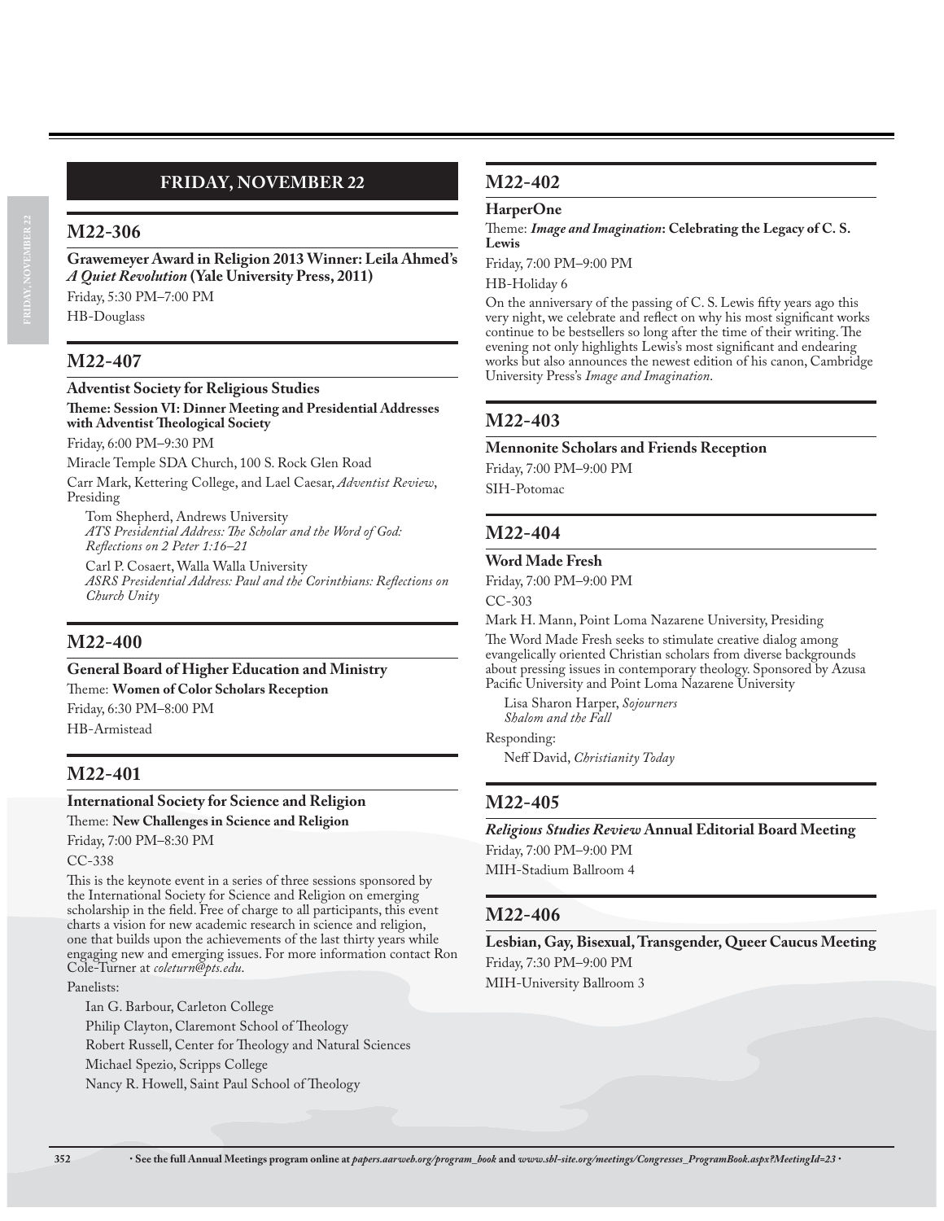## FRIDAY, NOVEMBER 22

## M22-306

**Grawemeyer Award in Religion 2013 Winner: Leila Ahmed's *A Quiet Revolution* (Yale University Press, 2011)**

Friday, 5:30 PM–7:00 PM

HB-Douglass

## M22-407

**Adventist Society for Religious Studies**

**Theme: Session VI: Dinner Meeting and Presidential Addresses with Adventist Theological Society**

Friday, 6:00 PM–9:30 PM

Miracle Temple SDA Church, 100 S. Rock Glen Road

Carr Mark, Kettering College, and Lael Caesar, *Adventist Review*, Presiding

Tom Shepherd, Andrews University
*ATS Presidential Address: The Scholar and the Word of God: Reflections on 2 Peter 1:16–21*

Carl P. Cosaert, Walla Walla University
*ASRS Presidential Address: Paul and the Corinthians: Reflections on Church Unity*

## M22-400

**General Board of Higher Education and Ministry**

Theme: **Women of Color Scholars Reception**

Friday, 6:30 PM–8:00 PM

HB-Armistead

## M22-401

**International Society for Science and Religion**

Theme: **New Challenges in Science and Religion**

Friday, 7:00 PM–8:30 PM

CC-338

This is the keynote event in a series of three sessions sponsored by the International Society for Science and Religion on emerging scholarship in the field. Free of charge to all participants, this event charts a vision for new academic research in science and religion, one that builds upon the achievements of the last thirty years while engaging new and emerging issues. For more information contact Ron Cole-Turner at *coleturn@pts.edu*.

Panelists:

Ian G. Barbour, Carleton College
Philip Clayton, Claremont School of Theology
Robert Russell, Center for Theology and Natural Sciences
Michael Spezio, Scripps College
Nancy R. Howell, Saint Paul School of Theology

## M22-402

**HarperOne**

Theme: ***Image and Imagination*: Celebrating the Legacy of C. S. Lewis**

Friday, 7:00 PM–9:00 PM

HB-Holiday 6

On the anniversary of the passing of C. S. Lewis fifty years ago this very night, we celebrate and reflect on why his most significant works continue to be bestsellers so long after the time of their writing. The evening not only highlights Lewis's most significant and endearing works but also announces the newest edition of his canon, Cambridge University Press's *Image and Imagination*.

## M22-403

**Mennonite Scholars and Friends Reception**

Friday, 7:00 PM–9:00 PM

SIH-Potomac

## M22-404

**Word Made Fresh**

Friday, 7:00 PM–9:00 PM

CC-303

Mark H. Mann, Point Loma Nazarene University, Presiding

The Word Made Fresh seeks to stimulate creative dialog among evangelically oriented Christian scholars from diverse backgrounds about pressing issues in contemporary theology. Sponsored by Azusa Pacific University and Point Loma Nazarene University

Lisa Sharon Harper, *Sojourners*
*Shalom and the Fall*

Responding:

Neff David, *Christianity Today*

## M22-405

***Religious Studies Review* Annual Editorial Board Meeting**

Friday, 7:00 PM–9:00 PM

MIH-Stadium Ballroom 4

## M22-406

**Lesbian, Gay, Bisexual, Transgender, Queer Caucus Meeting**

Friday, 7:30 PM–9:00 PM

MIH-University Ballroom 3

• See the full Annual Meetings program online at *papers.aarweb.org/program_book* and *www.sbl-site.org/meetings/Congresses_ProgramBook.aspx?MeetingId=23* •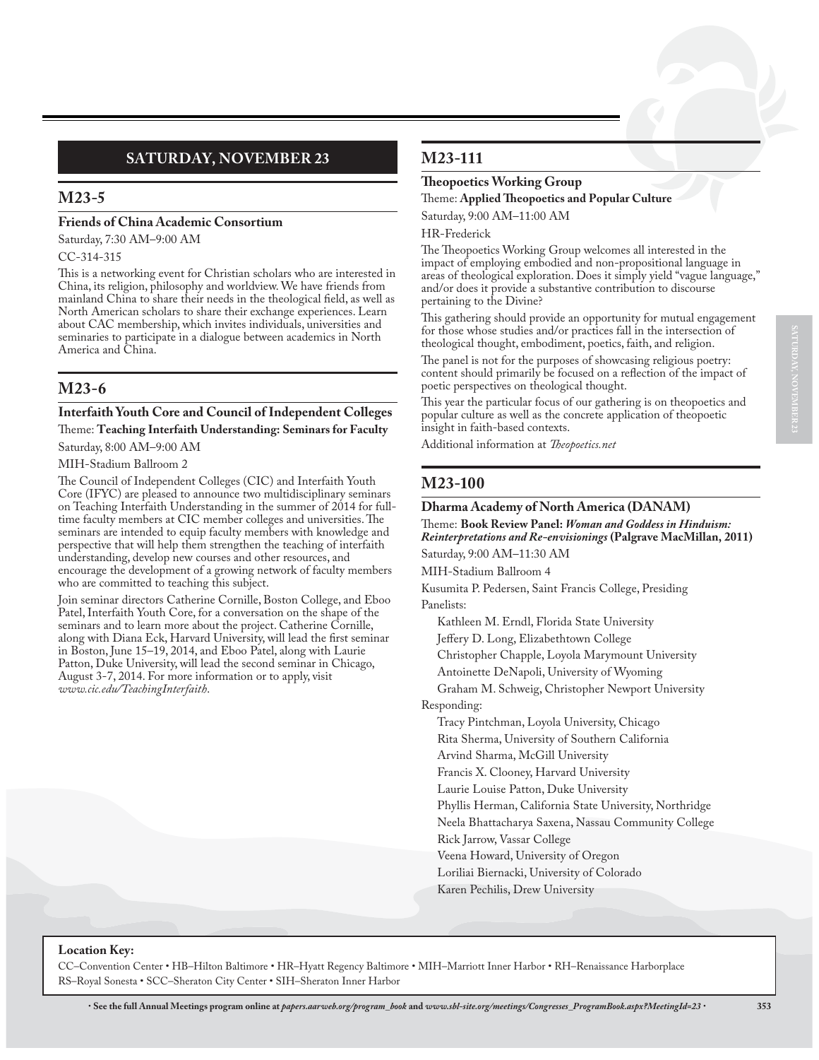## SATURDAY, NOVEMBER 23

## M23-5

**Friends of China Academic Consortium**

Saturday, 7:30 AM–9:00 AM

CC-314-315

This is a networking event for Christian scholars who are interested in China, its religion, philosophy and worldview. We have friends from mainland China to share their needs in the theological field, as well as North American scholars to share their exchange experiences. Learn about CAC membership, which invites individuals, universities and seminaries to participate in a dialogue between academics in North America and China.

## M23-6

**Interfaith Youth Core and Council of Independent Colleges**

Theme: **Teaching Interfaith Understanding: Seminars for Faculty**

Saturday, 8:00 AM–9:00 AM

MIH-Stadium Ballroom 2

The Council of Independent Colleges (CIC) and Interfaith Youth Core (IFYC) are pleased to announce two multidisciplinary seminars on Teaching Interfaith Understanding in the summer of 2014 for full-time faculty members at CIC member colleges and universities. The seminars are intended to equip faculty members with knowledge and perspective that will help them strengthen the teaching of interfaith understanding, develop new courses and other resources, and encourage the development of a growing network of faculty members who are committed to teaching this subject.

Join seminar directors Catherine Cornille, Boston College, and Eboo Patel, Interfaith Youth Core, for a conversation on the shape of the seminars and to learn more about the project. Catherine Cornille, along with Diana Eck, Harvard University, will lead the first seminar in Boston, June 15–19, 2014, and Eboo Patel, along with Laurie Patton, Duke University, will lead the second seminar in Chicago, August 3-7, 2014. For more information or to apply, visit *www.cic.edu/TeachingInterfaith*.

## M23-111

**Theopoetics Working Group**

Theme: **Applied Theopoetics and Popular Culture**

Saturday, 9:00 AM–11:00 AM

HR-Frederick

The Theopoetics Working Group welcomes all interested in the impact of employing embodied and non-propositional language in areas of theological exploration. Does it simply yield "vague language," and/or does it provide a substantive contribution to discourse pertaining to the Divine?

This gathering should provide an opportunity for mutual engagement for those whose studies and/or practices fall in the intersection of theological thought, embodiment, poetics, faith, and religion.

The panel is not for the purposes of showcasing religious poetry: content should primarily be focused on a reflection of the impact of poetic perspectives on theological thought.

This year the particular focus of our gathering is on theopoetics and popular culture as well as the concrete application of theopoetic insight in faith-based contexts.

Additional information at *Theopoetics.net*

## M23-100

**Dharma Academy of North America (DANAM)**

Theme: **Book Review Panel:** ***Woman and Goddess in Hinduism: Reinterpretations and Re-envisionings*** **(Palgrave MacMillan, 2011)**

Saturday, 9:00 AM–11:30 AM

MIH-Stadium Ballroom 4

Kusumita P. Pedersen, Saint Francis College, Presiding

Panelists:

Kathleen M. Erndl, Florida State University
Jeffery D. Long, Elizabethtown College
Christopher Chapple, Loyola Marymount University
Antoinette DeNapoli, University of Wyoming
Graham M. Schweig, Christopher Newport University

Responding:

Tracy Pintchman, Loyola University, Chicago
Rita Sherma, University of Southern California
Arvind Sharma, McGill University
Francis X. Clooney, Harvard University
Laurie Louise Patton, Duke University
Phyllis Herman, California State University, Northridge
Neela Bhattacharya Saxena, Nassau Community College
Rick Jarrow, Vassar College
Veena Howard, University of Oregon
Loriliai Biernacki, University of Colorado
Karen Pechilis, Drew University

**Location Key:**

CC–Convention Center • HB–Hilton Baltimore • HR–Hyatt Regency Baltimore • MIH–Marriott Inner Harbor • RH–Renaissance Harborplace
RS–Royal Sonesta • SCC–Sheraton City Center • SIH–Sheraton Inner Harbor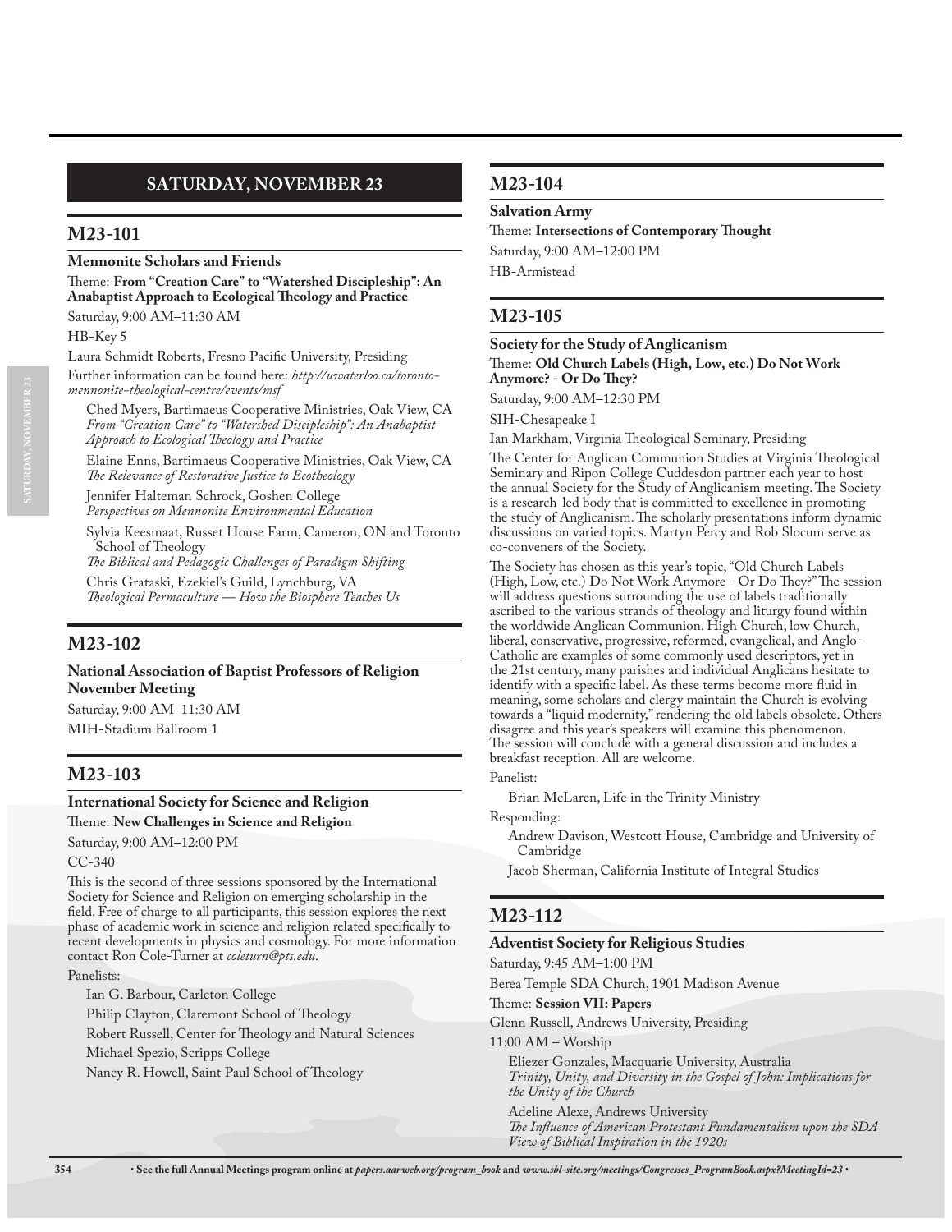## SATURDAY, NOVEMBER 23

### M23-101

**Mennonite Scholars and Friends**

Theme: **From "Creation Care" to "Watershed Discipleship": An Anabaptist Approach to Ecological Theology and Practice**

Saturday, 9:00 AM–11:30 AM

HB-Key 5

Laura Schmidt Roberts, Fresno Pacific University, Presiding

Further information can be found here: *http://uwaterloo.ca/toronto-mennonite-theological-centre/events/msf*

Ched Myers, Bartimaeus Cooperative Ministries, Oak View, CA
*From "Creation Care" to "Watershed Discipleship": An Anabaptist Approach to Ecological Theology and Practice*

Elaine Enns, Bartimaeus Cooperative Ministries, Oak View, CA
*The Relevance of Restorative Justice to Ecotheology*

Jennifer Halteman Schrock, Goshen College
*Perspectives on Mennonite Environmental Education*

Sylvia Keesmaat, Russet House Farm, Cameron, ON and Toronto School of Theology
*The Biblical and Pedagogic Challenges of Paradigm Shifting*

Chris Grataski, Ezekiel's Guild, Lynchburg, VA
*Theological Permaculture — How the Biosphere Teaches Us*

### M23-102

**National Association of Baptist Professors of Religion November Meeting**

Saturday, 9:00 AM–11:30 AM

MIH-Stadium Ballroom 1

### M23-103

**International Society for Science and Religion**

Theme: **New Challenges in Science and Religion**

Saturday, 9:00 AM–12:00 PM

CC-340

This is the second of three sessions sponsored by the International Society for Science and Religion on emerging scholarship in the field. Free of charge to all participants, this session explores the next phase of academic work in science and religion related specifically to recent developments in physics and cosmology. For more information contact Ron Cole-Turner at *coleturn@pts.edu*.

Panelists:

Ian G. Barbour, Carleton College

Philip Clayton, Claremont School of Theology

Robert Russell, Center for Theology and Natural Sciences

Michael Spezio, Scripps College

Nancy R. Howell, Saint Paul School of Theology

### M23-104

**Salvation Army**

Theme: **Intersections of Contemporary Thought**

Saturday, 9:00 AM–12:00 PM

HB-Armistead

### M23-105

**Society for the Study of Anglicanism**

Theme: **Old Church Labels (High, Low, etc.) Do Not Work Anymore? - Or Do They?**

Saturday, 9:00 AM–12:30 PM

SIH-Chesapeake I

Ian Markham, Virginia Theological Seminary, Presiding

The Center for Anglican Communion Studies at Virginia Theological Seminary and Ripon College Cuddesdon partner each year to host the annual Society for the Study of Anglicanism meeting. The Society is a research-led body that is committed to excellence in promoting the study of Anglicanism. The scholarly presentations inform dynamic discussions on varied topics. Martyn Percy and Rob Slocum serve as co-conveners of the Society.

The Society has chosen as this year's topic, "Old Church Labels (High, Low, etc.) Do Not Work Anymore - Or Do They?" The session will address questions surrounding the use of labels traditionally ascribed to the various strands of theology and liturgy found within the worldwide Anglican Communion. High Church, low Church, liberal, conservative, progressive, reformed, evangelical, and Anglo-Catholic are examples of some commonly used descriptors, yet in the 21st century, many parishes and individual Anglicans hesitate to identify with a specific label. As these terms become more fluid in meaning, some scholars and clergy maintain the Church is evolving towards a "liquid modernity," rendering the old labels obsolete. Others disagree and this year's speakers will examine this phenomenon. The session will conclude with a general discussion and includes a breakfast reception. All are welcome.

Panelist:

Brian McLaren, Life in the Trinity Ministry

Responding:

Andrew Davison, Westcott House, Cambridge and University of Cambridge

Jacob Sherman, California Institute of Integral Studies

### M23-112

**Adventist Society for Religious Studies**

Saturday, 9:45 AM–1:00 PM

Berea Temple SDA Church, 1901 Madison Avenue

Theme: **Session VII: Papers**

Glenn Russell, Andrews University, Presiding

11:00 AM – Worship

Eliezer Gonzales, Macquarie University, Australia
*Trinity, Unity, and Diversity in the Gospel of John: Implications for the Unity of the Church*

Adeline Alexe, Andrews University
*The Influence of American Protestant Fundamentalism upon the SDA View of Biblical Inspiration in the 1920s*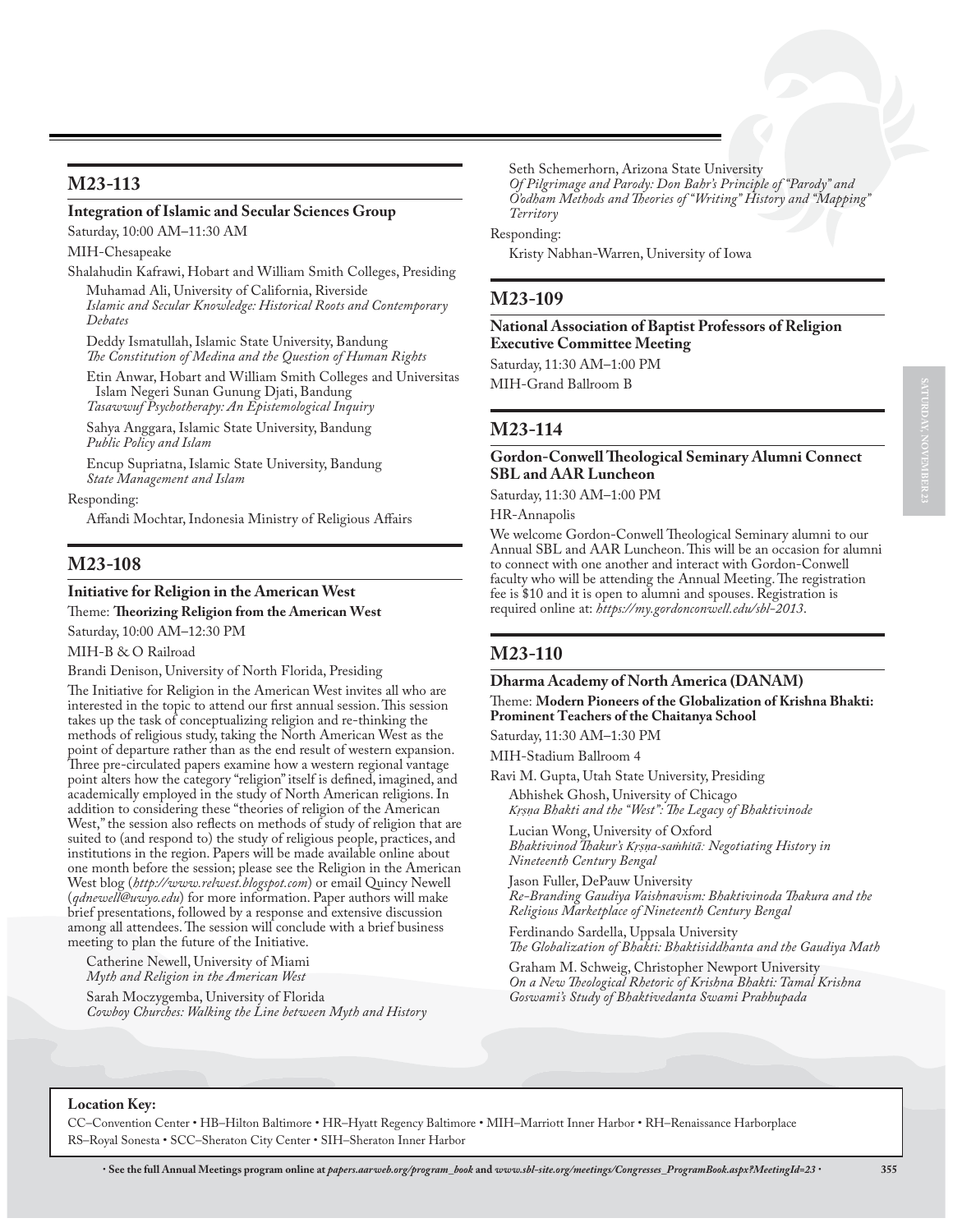## M23-113

**Integration of Islamic and Secular Sciences Group**

Saturday, 10:00 AM–11:30 AM

MIH-Chesapeake

Shalahudin Kafrawi, Hobart and William Smith Colleges, Presiding

Muhamad Ali, University of California, Riverside
*Islamic and Secular Knowledge: Historical Roots and Contemporary Debates*

Deddy Ismatullah, Islamic State University, Bandung
*The Constitution of Medina and the Question of Human Rights*

Etin Anwar, Hobart and William Smith Colleges and Universitas Islam Negeri Sunan Gunung Djati, Bandung
*Tasawwuf Psychotherapy: An Epistemological Inquiry*

Sahya Anggara, Islamic State University, Bandung
*Public Policy and Islam*

Encup Supriatna, Islamic State University, Bandung
*State Management and Islam*

Responding:

Affandi Mochtar, Indonesia Ministry of Religious Affairs

## M23-108

**Initiative for Religion in the American West**

Theme: **Theorizing Religion from the American West**

Saturday, 10:00 AM–12:30 PM

MIH-B & O Railroad

Brandi Denison, University of North Florida, Presiding

The Initiative for Religion in the American West invites all who are interested in the topic to attend our first annual session. This session takes up the task of conceptualizing religion and re-thinking the methods of religious study, taking the North American West as the point of departure rather than as the end result of western expansion. Three pre-circulated papers examine how a western regional vantage point alters how the category "religion" itself is defined, imagined, and academically employed in the study of North American religions. In addition to considering these "theories of religion of the American West," the session also reflects on methods of study of religion that are suited to (and respond to) the study of religious people, practices, and institutions in the region. Papers will be made available online about one month before the session; please see the Religion in the American West blog (*http://www.relwest.blogspot.com*) or email Quincy Newell (*qdnewell@uwyo.edu*) for more information. Paper authors will make brief presentations, followed by a response and extensive discussion among all attendees. The session will conclude with a brief business meeting to plan the future of the Initiative.

Catherine Newell, University of Miami
*Myth and Religion in the American West*

Sarah Moczygemba, University of Florida
*Cowboy Churches: Walking the Line between Myth and History*

Seth Schemerhorn, Arizona State University
*Of Pilgrimage and Parody: Don Bahr's Principle of "Parody" and O'odham Methods and Theories of "Writing" History and "Mapping" Territory*

Responding:

Kristy Nabhan-Warren, University of Iowa

## M23-109

**National Association of Baptist Professors of Religion Executive Committee Meeting**

Saturday, 11:30 AM–1:00 PM

MIH-Grand Ballroom B

## M23-114

**Gordon-Conwell Theological Seminary Alumni Connect SBL and AAR Luncheon**

Saturday, 11:30 AM–1:00 PM

HR-Annapolis

We welcome Gordon-Conwell Theological Seminary alumni to our Annual SBL and AAR Luncheon. This will be an occasion for alumni to connect with one another and interact with Gordon-Conwell faculty who will be attending the Annual Meeting. The registration fee is $10 and it is open to alumni and spouses. Registration is required online at: *https://my.gordonconwell.edu/sbl-2013*.

## M23-110

**Dharma Academy of North America (DANAM)**

Theme: **Modern Pioneers of the Globalization of Krishna Bhakti: Prominent Teachers of the Chaitanya School**

Saturday, 11:30 AM–1:30 PM

MIH-Stadium Ballroom 4

Ravi M. Gupta, Utah State University, Presiding

Abhishek Ghosh, University of Chicago
*Kṛṣṇa Bhakti and the "West": The Legacy of Bhaktivinode*

Lucian Wong, University of Oxford
*Bhaktivinod Thakur's Kṛṣṇa-saṁhitā: Negotiating History in Nineteenth Century Bengal*

Jason Fuller, DePauw University
*Re-Branding Gaudiya Vaishnavism: Bhaktivinoda Thakura and the Religious Marketplace of Nineteenth Century Bengal*

Ferdinando Sardella, Uppsala University
*The Globalization of Bhakti: Bhaktisiddhanta and the Gaudiya Math*

Graham M. Schweig, Christopher Newport University
*On a New Theological Rhetoric of Krishna Bhakti: Tamal Krishna Goswami's Study of Bhaktivedanta Swami Prabhupada*

**Location Key:**

CC–Convention Center • HB–Hilton Baltimore • HR–Hyatt Regency Baltimore • MIH–Marriott Inner Harbor • RH–Renaissance Harborplace
RS–Royal Sonesta • SCC–Sheraton City Center • SIH–Sheraton Inner Harbor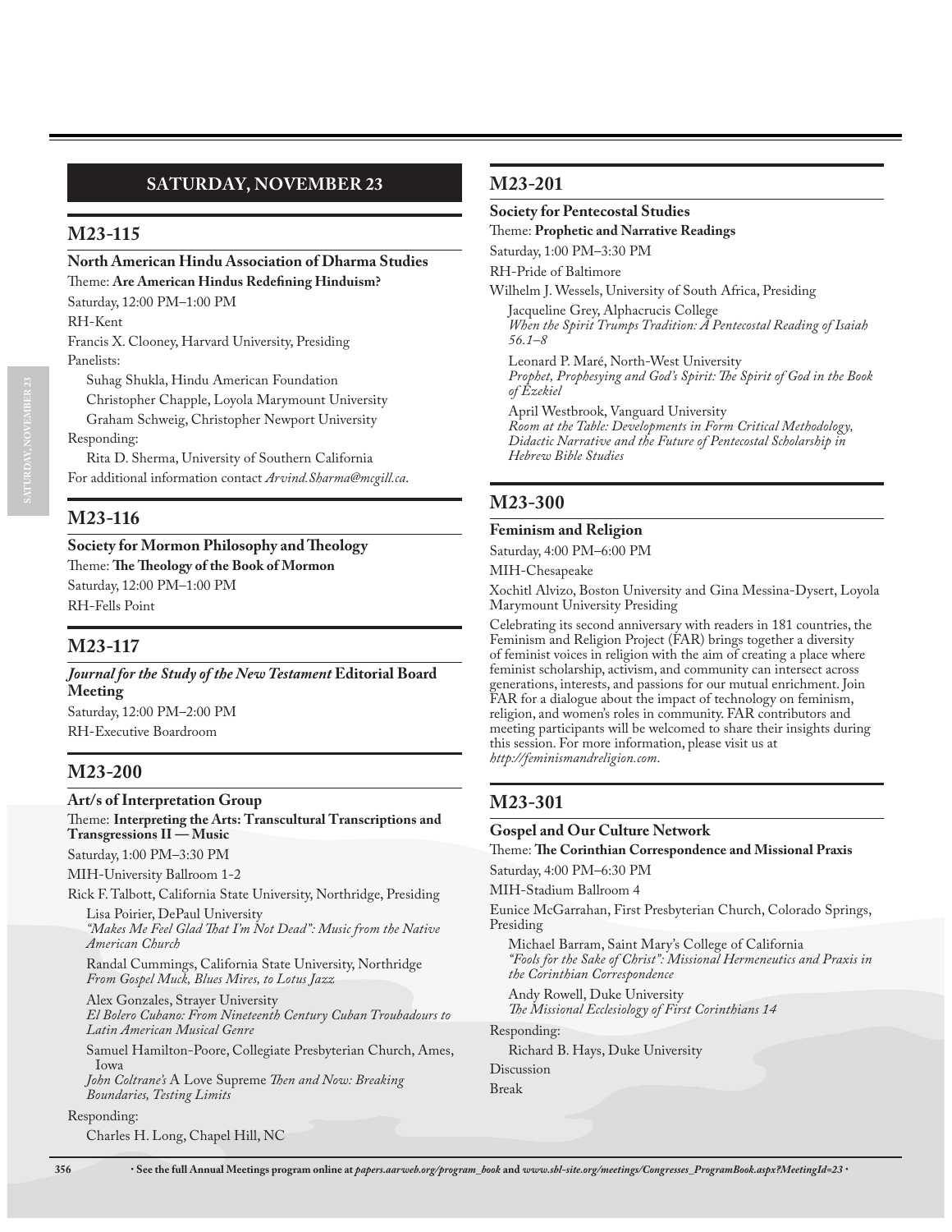## SATURDAY, NOVEMBER 23

### M23-115

**North American Hindu Association of Dharma Studies**

Theme: **Are American Hindus Redefining Hinduism?**

Saturday, 12:00 PM–1:00 PM

RH-Kent

Francis X. Clooney, Harvard University, Presiding

Panelists:

Suhag Shukla, Hindu American Foundation

Christopher Chapple, Loyola Marymount University

Graham Schweig, Christopher Newport University

Responding:

Rita D. Sherma, University of Southern California

For additional information contact *Arvind.Sharma@mcgill.ca*.

### M23-116

**Society for Mormon Philosophy and Theology**

Theme: **The Theology of the Book of Mormon**

Saturday, 12:00 PM–1:00 PM

RH-Fells Point

### M23-117

***Journal for the Study of the New Testament* Editorial Board Meeting**

Saturday, 12:00 PM–2:00 PM

RH-Executive Boardroom

### M23-200

**Art/s of Interpretation Group**

Theme: **Interpreting the Arts: Transcultural Transcriptions and Transgressions II — Music**

Saturday, 1:00 PM–3:30 PM

MIH-University Ballroom 1-2

Rick F. Talbott, California State University, Northridge, Presiding

Lisa Poirier, DePaul University
*"Makes Me Feel Glad That I'm Not Dead": Music from the Native American Church*

Randal Cummings, California State University, Northridge
*From Gospel Muck, Blues Mires, to Lotus Jazz*

Alex Gonzales, Strayer University
*El Bolero Cubano: From Nineteenth Century Cuban Troubadours to Latin American Musical Genre*

Samuel Hamilton-Poore, Collegiate Presbyterian Church, Ames, Iowa
*John Coltrane's* A Love Supreme *Then and Now: Breaking Boundaries, Testing Limits*

Responding:

Charles H. Long, Chapel Hill, NC

### M23-201

**Society for Pentecostal Studies**

Theme: **Prophetic and Narrative Readings**

Saturday, 1:00 PM–3:30 PM

RH-Pride of Baltimore

Wilhelm J. Wessels, University of South Africa, Presiding

Jacqueline Grey, Alphacrucis College
*When the Spirit Trumps Tradition: A Pentecostal Reading of Isaiah 56.1–8*

Leonard P. Maré, North-West University
*Prophet, Prophesying and God's Spirit: The Spirit of God in the Book of Ezekiel*

April Westbrook, Vanguard University
*Room at the Table: Developments in Form Critical Methodology, Didactic Narrative and the Future of Pentecostal Scholarship in Hebrew Bible Studies*

### M23-300

**Feminism and Religion**

Saturday, 4:00 PM–6:00 PM

MIH-Chesapeake

Xochitl Alvizo, Boston University and Gina Messina-Dysert, Loyola Marymount University Presiding

Celebrating its second anniversary with readers in 181 countries, the Feminism and Religion Project (FAR) brings together a diversity of feminist voices in religion with the aim of creating a place where feminist scholarship, activism, and community can intersect across generations, interests, and passions for our mutual enrichment. Join FAR for a dialogue about the impact of technology on feminism, religion, and women's roles in community. FAR contributors and meeting participants will be welcomed to share their insights during this session. For more information, please visit us at *http://feminismandreligion.com*.

### M23-301

**Gospel and Our Culture Network**

Theme: **The Corinthian Correspondence and Missional Praxis**

Saturday, 4:00 PM–6:30 PM

MIH-Stadium Ballroom 4

Eunice McGarrahan, First Presbyterian Church, Colorado Springs, Presiding

Michael Barram, Saint Mary's College of California
*"Fools for the Sake of Christ": Missional Hermeneutics and Praxis in the Corinthian Correspondence*

Andy Rowell, Duke University
*The Missional Ecclesiology of First Corinthians 14*

Responding:

Richard B. Hays, Duke University

Discussion

Break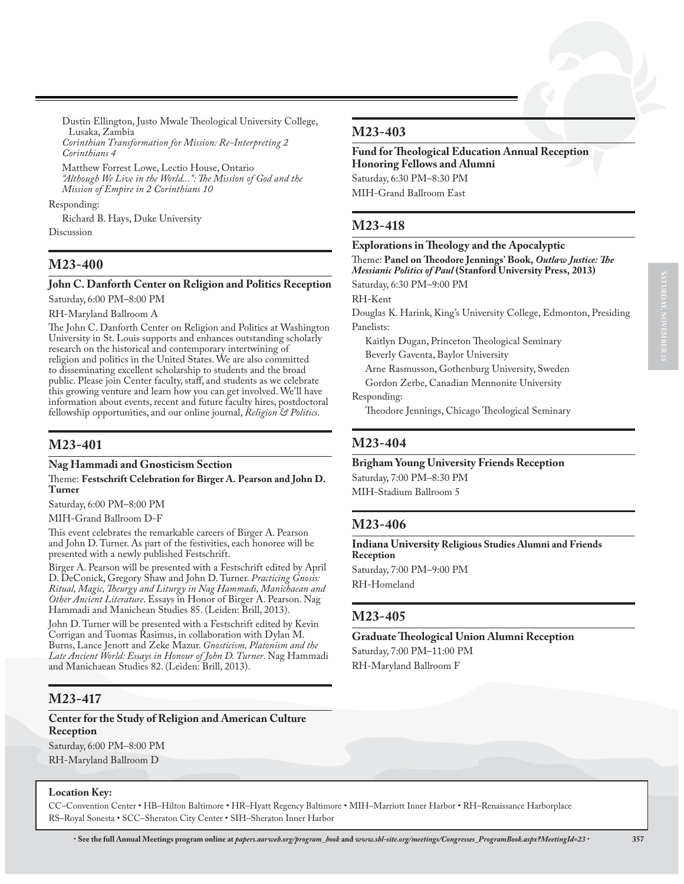Dustin Ellington, Justo Mwale Theological University College, Lusaka, Zambia
*Corinthian Transformation for Mission: Re-Interpreting 2 Corinthians 4*

Matthew Forrest Lowe, Lectio House, Ontario
*"Although We Live in the World...": The Mission of God and the Mission of Empire in 2 Corinthians 10*

Responding:

Richard B. Hays, Duke University

Discussion

## M23-400

**John C. Danforth Center on Religion and Politics Reception**

Saturday, 6:00 PM–8:00 PM

RH-Maryland Ballroom A

The John C. Danforth Center on Religion and Politics at Washington University in St. Louis supports and enhances outstanding scholarly research on the historical and contemporary intertwining of religion and politics in the United States. We are also committed to disseminating excellent scholarship to students and the broad public. Please join Center faculty, staff, and students as we celebrate this growing venture and learn how you can get involved. We'll have information about events, recent and future faculty hires, postdoctoral fellowship opportunities, and our online journal, *Religion & Politics*.

## M23-401

**Nag Hammadi and Gnosticism Section**

Theme: **Festschrift Celebration for Birger A. Pearson and John D. Turner**

Saturday, 6:00 PM–8:00 PM

MIH-Grand Ballroom D-F

This event celebrates the remarkable careers of Birger A. Pearson and John D. Turner. As part of the festivities, each honoree will be presented with a newly published Festschrift.

Birger A. Pearson will be presented with a Festschrift edited by April D. DeConick, Gregory Shaw and John D. Turner. *Practicing Gnosis: Ritual, Magic, Theurgy and Liturgy in Nag Hammadi, Manichaean and Other Ancient Literature*. Essays in Honor of Birger A. Pearson. Nag Hammadi and Manichean Studies 85. (Leiden: Brill, 2013).

John D. Turner will be presented with a Festschrift edited by Kevin Corrigan and Tuomas Rasimus, in collaboration with Dylan M. Burns, Lance Jenott and Zeke Mazur. *Gnosticism, Platonism and the Late Ancient World: Essays in Honour of John D. Turner*. Nag Hammadi and Manichaean Studies 82. (Leiden: Brill, 2013).

## M23-417

**Center for the Study of Religion and American Culture Reception**

Saturday, 6:00 PM–8:00 PM

RH-Maryland Ballroom D

## M23-403

**Fund for Theological Education Annual Reception Honoring Fellows and Alumni**

Saturday, 6:30 PM–8:30 PM

MIH-Grand Ballroom East

## M23-418

**Explorations in Theology and the Apocalyptic**

Theme: **Panel on Theodore Jennings' Book, *Outlaw Justice: The Messianic Politics of Paul* (Stanford University Press, 2013)**

Saturday, 6:30 PM–9:00 PM

RH-Kent

Douglas K. Harink, King's University College, Edmonton, Presiding

Panelists:

Kaitlyn Dugan, Princeton Theological Seminary

Beverly Gaventa, Baylor University

Arne Rasmusson, Gothenburg University, Sweden

Gordon Zerbe, Canadian Mennonite University

Responding:

Theodore Jennings, Chicago Theological Seminary

## M23-404

**Brigham Young University Friends Reception**

Saturday, 7:00 PM–8:30 PM

MIH-Stadium Ballroom 5

## M23-406

**Indiana University Religious Studies Alumni and Friends Reception**

Saturday, 7:00 PM–9:00 PM

RH-Homeland

## M23-405

**Graduate Theological Union Alumni Reception**

Saturday, 7:00 PM–11:00 PM

RH-Maryland Ballroom F

**Location Key:**

CC–Convention Center • HB–Hilton Baltimore • HR–Hyatt Regency Baltimore • MIH–Marriott Inner Harbor • RH–Renaissance Harborplace
RS–Royal Sonesta • SCC–Sheraton City Center • SIH–Sheraton Inner Harbor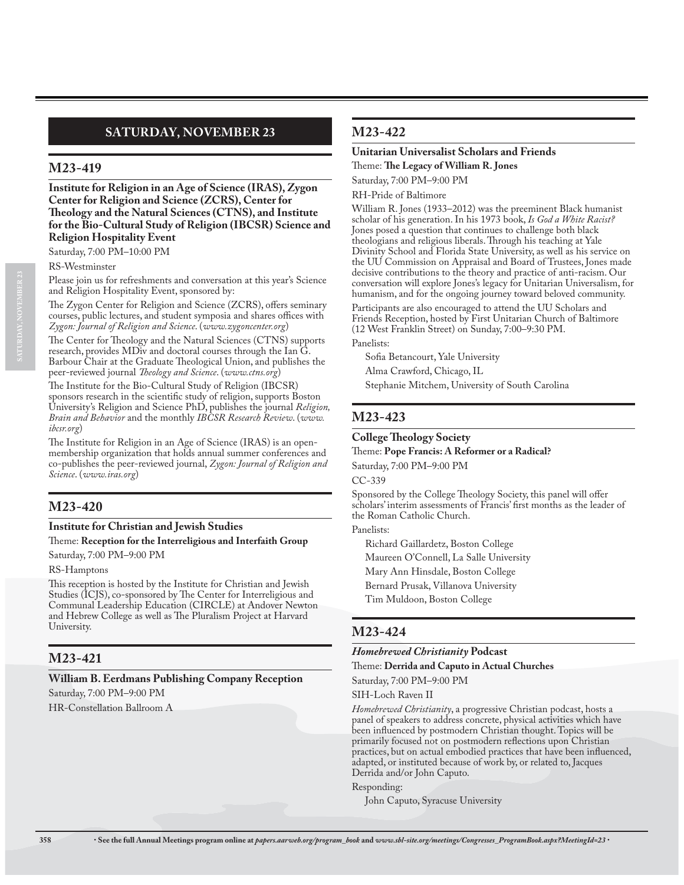## SATURDAY, NOVEMBER 23

## M23-419

**Institute for Religion in an Age of Science (IRAS), Zygon Center for Religion and Science (ZCRS), Center for Theology and the Natural Sciences (CTNS), and Institute for the Bio-Cultural Study of Religion (IBCSR) Science and Religion Hospitality Event**

Saturday, 7:00 PM–10:00 PM

RS-Westminster

Please join us for refreshments and conversation at this year's Science and Religion Hospitality Event, sponsored by:

The Zygon Center for Religion and Science (ZCRS), offers seminary courses, public lectures, and student symposia and shares offices with *Zygon: Journal of Religion and Science*. (*www.zygoncenter.org*)

The Center for Theology and the Natural Sciences (CTNS) supports research, provides MDiv and doctoral courses through the Ian G. Barbour Chair at the Graduate Theological Union, and publishes the peer-reviewed journal *Theology and Science*. (*www.ctns.org*)

The Institute for the Bio-Cultural Study of Religion (IBCSR) sponsors research in the scientific study of religion, supports Boston University's Religion and Science PhD, publishes the journal *Religion, Brain and Behavior* and the monthly *IBCSR Research Review*. (*www.ibcsr.org*)

The Institute for Religion in an Age of Science (IRAS) is an open-membership organization that holds annual summer conferences and co-publishes the peer-reviewed journal, *Zygon: Journal of Religion and Science*. (*www.iras.org*)

## M23-420

**Institute for Christian and Jewish Studies**

Theme: **Reception for the Interreligious and Interfaith Group**

Saturday, 7:00 PM–9:00 PM

RS-Hamptons

This reception is hosted by the Institute for Christian and Jewish Studies (ICJS), co-sponsored by The Center for Interreligious and Communal Leadership Education (CIRCLE) at Andover Newton and Hebrew College as well as The Pluralism Project at Harvard University.

## M23-421

**William B. Eerdmans Publishing Company Reception**

Saturday, 7:00 PM–9:00 PM

HR-Constellation Ballroom A

## M23-422

**Unitarian Universalist Scholars and Friends**

Theme: **The Legacy of William R. Jones**

Saturday, 7:00 PM–9:00 PM

RH-Pride of Baltimore

William R. Jones (1933–2012) was the preeminent Black humanist scholar of his generation. In his 1973 book, *Is God a White Racist?* Jones posed a question that continues to challenge both black theologians and religious liberals. Through his teaching at Yale Divinity School and Florida State University, as well as his service on the UU Commission on Appraisal and Board of Trustees, Jones made decisive contributions to the theory and practice of anti-racism. Our conversation will explore Jones's legacy for Unitarian Universalism, for humanism, and for the ongoing journey toward beloved community.

Participants are also encouraged to attend the UU Scholars and Friends Reception, hosted by First Unitarian Church of Baltimore (12 West Franklin Street) on Sunday, 7:00–9:30 PM.

Panelists:

- Sofia Betancourt, Yale University
- Alma Crawford, Chicago, IL
- Stephanie Mitchem, University of South Carolina

## M23-423

**College Theology Society**

Theme: **Pope Francis: A Reformer or a Radical?**

Saturday, 7:00 PM–9:00 PM

CC-339

Sponsored by the College Theology Society, this panel will offer scholars' interim assessments of Francis' first months as the leader of the Roman Catholic Church.

Panelists:

- Richard Gaillardetz, Boston College
- Maureen O'Connell, La Salle University
- Mary Ann Hinsdale, Boston College
- Bernard Prusak, Villanova University
- Tim Muldoon, Boston College

## M23-424

***Homebrewed Christianity* Podcast**

Theme: **Derrida and Caputo in Actual Churches**

Saturday, 7:00 PM–9:00 PM

SIH-Loch Raven II

*Homebrewed Christianity*, a progressive Christian podcast, hosts a panel of speakers to address concrete, physical activities which have been influenced by postmodern Christian thought. Topics will be primarily focused not on postmodern reflections upon Christian practices, but on actual embodied practices that have been influenced, adapted, or instituted because of work by, or related to, Jacques Derrida and/or John Caputo.

Responding:

- John Caputo, Syracuse University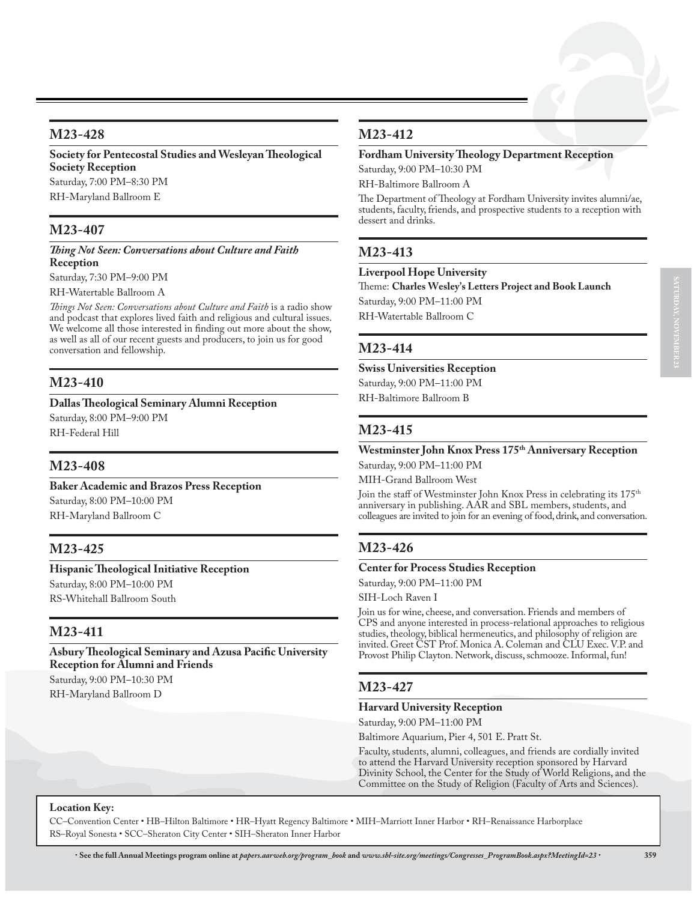## M23-428

**Society for Pentecostal Studies and Wesleyan Theological Society Reception**

Saturday, 7:00 PM–8:30 PM

RH-Maryland Ballroom E

## M23-407

***Thing Not Seen: Conversations about Culture and Faith* Reception**

Saturday, 7:30 PM–9:00 PM

RH-Watertable Ballroom A

*Things Not Seen: Conversations about Culture and Faith* is a radio show and podcast that explores lived faith and religious and cultural issues. We welcome all those interested in finding out more about the show, as well as all of our recent guests and producers, to join us for good conversation and fellowship.

## M23-410

**Dallas Theological Seminary Alumni Reception**

Saturday, 8:00 PM–9:00 PM

RH-Federal Hill

## M23-408

**Baker Academic and Brazos Press Reception**

Saturday, 8:00 PM–10:00 PM

RH-Maryland Ballroom C

## M23-425

**Hispanic Theological Initiative Reception**

Saturday, 8:00 PM–10:00 PM

RS-Whitehall Ballroom South

## M23-411

**Asbury Theological Seminary and Azusa Pacific University Reception for Alumni and Friends**

Saturday, 9:00 PM–10:30 PM

RH-Maryland Ballroom D

## M23-412

**Fordham University Theology Department Reception**

Saturday, 9:00 PM–10:30 PM

RH-Baltimore Ballroom A

The Department of Theology at Fordham University invites alumni/ae, students, faculty, friends, and prospective students to a reception with dessert and drinks.

## M23-413

**Liverpool Hope University**

Theme: **Charles Wesley's Letters Project and Book Launch**

Saturday, 9:00 PM–11:00 PM

RH-Watertable Ballroom C

## M23-414

**Swiss Universities Reception**

Saturday, 9:00 PM–11:00 PM

RH-Baltimore Ballroom B

## M23-415

**Westminster John Knox Press 175th Anniversary Reception**

Saturday, 9:00 PM–11:00 PM

MIH-Grand Ballroom West

Join the staff of Westminster John Knox Press in celebrating its 175th anniversary in publishing. AAR and SBL members, students, and colleagues are invited to join for an evening of food, drink, and conversation.

## M23-426

**Center for Process Studies Reception**

Saturday, 9:00 PM–11:00 PM

SIH-Loch Raven I

Join us for wine, cheese, and conversation. Friends and members of CPS and anyone interested in process-relational approaches to religious studies, theology, biblical hermeneutics, and philosophy of religion are invited. Greet CST Prof. Monica A. Coleman and CLU Exec. V.P. and Provost Philip Clayton. Network, discuss, schmooze. Informal, fun!

## M23-427

**Harvard University Reception**

Saturday, 9:00 PM–11:00 PM

Baltimore Aquarium, Pier 4, 501 E. Pratt St.

Faculty, students, alumni, colleagues, and friends are cordially invited to attend the Harvard University reception sponsored by Harvard Divinity School, the Center for the Study of World Religions, and the Committee on the Study of Religion (Faculty of Arts and Sciences).

**Location Key:**

CC–Convention Center • HB–Hilton Baltimore • HR–Hyatt Regency Baltimore • MIH–Marriott Inner Harbor • RH–Renaissance Harborplace RS–Royal Sonesta • SCC–Sheraton City Center • SIH–Sheraton Inner Harbor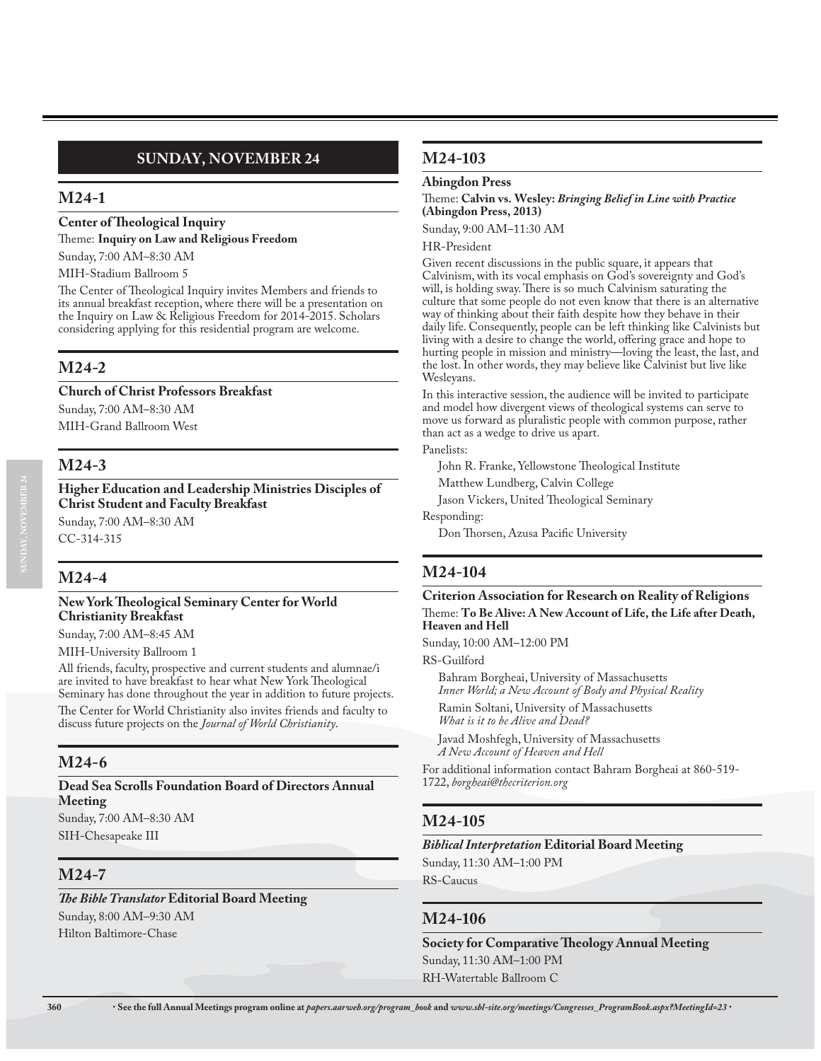## SUNDAY, NOVEMBER 24

### M24-1

**Center of Theological Inquiry**

Theme: **Inquiry on Law and Religious Freedom**

Sunday, 7:00 AM–8:30 AM

MIH-Stadium Ballroom 5

The Center of Theological Inquiry invites Members and friends to its annual breakfast reception, where there will be a presentation on the Inquiry on Law & Religious Freedom for 2014-2015. Scholars considering applying for this residential program are welcome.

### M24-2

**Church of Christ Professors Breakfast**

Sunday, 7:00 AM–8:30 AM

MIH-Grand Ballroom West

### M24-3

**Higher Education and Leadership Ministries Disciples of Christ Student and Faculty Breakfast**

Sunday, 7:00 AM–8:30 AM

CC-314-315

### M24-4

**New York Theological Seminary Center for World Christianity Breakfast**

Sunday, 7:00 AM–8:45 AM

MIH-University Ballroom 1

All friends, faculty, prospective and current students and alumnae/i are invited to have breakfast to hear what New York Theological Seminary has done throughout the year in addition to future projects.

The Center for World Christianity also invites friends and faculty to discuss future projects on the *Journal of World Christianity*.

### M24-6

**Dead Sea Scrolls Foundation Board of Directors Annual Meeting**

Sunday, 7:00 AM–8:30 AM

SIH-Chesapeake III

### M24-7

***The Bible Translator* Editorial Board Meeting**

Sunday, 8:00 AM–9:30 AM

Hilton Baltimore-Chase

### M24-103

**Abingdon Press**

Theme: **Calvin vs. Wesley: *Bringing Belief in Line with Practice* (Abingdon Press, 2013)**

Sunday, 9:00 AM–11:30 AM

HR-President

Given recent discussions in the public square, it appears that Calvinism, with its vocal emphasis on God's sovereignty and God's will, is holding sway. There is so much Calvinism saturating the culture that some people do not even know that there is an alternative way of thinking about their faith despite how they behave in their daily life. Consequently, people can be left thinking like Calvinists but living with a desire to change the world, offering grace and hope to hurting people in mission and ministry—loving the least, the last, and the lost. In other words, they may believe like Calvinist but live like Wesleyans.

In this interactive session, the audience will be invited to participate and model how divergent views of theological systems can serve to move us forward as pluralistic people with common purpose, rather than act as a wedge to drive us apart.

Panelists:

John R. Franke, Yellowstone Theological Institute

Matthew Lundberg, Calvin College

Jason Vickers, United Theological Seminary

Responding:

Don Thorsen, Azusa Pacific University

### M24-104

**Criterion Association for Research on Reality of Religions**

Theme: **To Be Alive: A New Account of Life, the Life after Death, Heaven and Hell**

Sunday, 10:00 AM–12:00 PM

RS-Guilford

Bahram Borgheai, University of Massachusetts
*Inner World; a New Account of Body and Physical Reality*

Ramin Soltani, University of Massachusetts
*What is it to be Alive and Dead?*

Javad Moshfegh, University of Massachusetts
*A New Account of Heaven and Hell*

For additional information contact Bahram Borgheai at 860-519-1722, *borgheai@thecriterion.org*

### M24-105

***Biblical Interpretation* Editorial Board Meeting**

Sunday, 11:30 AM–1:00 PM

RS-Caucus

### M24-106

**Society for Comparative Theology Annual Meeting**

Sunday, 11:30 AM–1:00 PM

RH-Watertable Ballroom C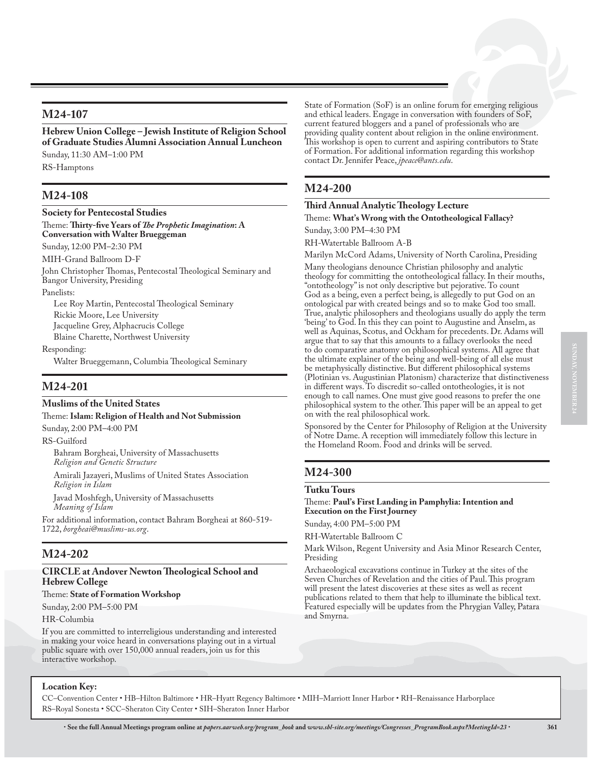## M24-107

**Hebrew Union College – Jewish Institute of Religion School of Graduate Studies Alumni Association Annual Luncheon**

Sunday, 11:30 AM–1:00 PM

RS-Hamptons

## M24-108

**Society for Pentecostal Studies**

Theme: **Thirty-five Years of *The Prophetic Imagination*: A Conversation with Walter Brueggeman**

Sunday, 12:00 PM–2:30 PM

MIH-Grand Ballroom D-F

John Christopher Thomas, Pentecostal Theological Seminary and Bangor University, Presiding

Panelists:

Lee Roy Martin, Pentecostal Theological Seminary
Rickie Moore, Lee University
Jacqueline Grey, Alphacrucis College
Blaine Charette, Northwest University

Responding:

Walter Brueggemann, Columbia Theological Seminary

## M24-201

**Muslims of the United States**

Theme: **Islam: Religion of Health and Not Submission**

Sunday, 2:00 PM–4:00 PM

RS-Guilford

Bahram Borgheai, University of Massachusetts
*Religion and Genetic Structure*

Amirali Jazayeri, Muslims of United States Association
*Religion in Islam*

Javad Moshfegh, University of Massachusetts
*Meaning of Islam*

For additional information, contact Bahram Borgheai at 860-519-1722, *borgheai@muslims-us.org*.

## M24-202

**CIRCLE at Andover Newton Theological School and Hebrew College**

Theme: **State of Formation Workshop**

Sunday, 2:00 PM–5:00 PM

HR-Columbia

If you are committed to interreligious understanding and interested in making your voice heard in conversations playing out in a virtual public square with over 150,000 annual readers, join us for this interactive workshop.

State of Formation (SoF) is an online forum for emerging religious and ethical leaders. Engage in conversation with founders of SoF, current featured bloggers and a panel of professionals who are providing quality content about religion in the online environment. This workshop is open to current and aspiring contributors to State of Formation. For additional information regarding this workshop contact Dr. Jennifer Peace, *jpeace@ants.edu*.

## M24-200

**Third Annual Analytic Theology Lecture**

Theme: **What's Wrong with the Ontotheological Fallacy?**

Sunday, 3:00 PM–4:30 PM

RH-Watertable Ballroom A-B

Marilyn McCord Adams, University of North Carolina, Presiding

Many theologians denounce Christian philosophy and analytic theology for committing the ontotheological fallacy. In their mouths, "ontotheology" is not only descriptive but pejorative. To count God as a being, even a perfect being, is allegedly to put God on an ontological par with created beings and so to make God too small. True, analytic philosophers and theologians usually do apply the term 'being' to God. In this they can point to Augustine and Anselm, as well as Aquinas, Scotus, and Ockham for precedents. Dr. Adams will argue that to say that this amounts to a fallacy overlooks the need to do comparative anatomy on philosophical systems. All agree that the ultimate explainer of the being and well-being of all else must be metaphysically distinctive. But different philosophical systems (Plotinian vs. Augustinian Platonism) characterize that distinctiveness in different ways. To discredit so-called ontotheologies, it is not enough to call names. One must give good reasons to prefer the one philosophical system to the other. This paper will be an appeal to get on with the real philosophical work.

Sponsored by the Center for Philosophy of Religion at the University of Notre Dame. A reception will immediately follow this lecture in the Homeland Room. Food and drinks will be served.

## M24-300

**Tutku Tours**

Theme: **Paul's First Landing in Pamphylia: Intention and Execution on the First Journey**

Sunday, 4:00 PM–5:00 PM

RH-Watertable Ballroom C

Mark Wilson, Regent University and Asia Minor Research Center, Presiding

Archaeological excavations continue in Turkey at the sites of the Seven Churches of Revelation and the cities of Paul. This program will present the latest discoveries at these sites as well as recent publications related to them that help to illuminate the biblical text. Featured especially will be updates from the Phrygian Valley, Patara and Smyrna.

**Location Key:**

CC–Convention Center • HB–Hilton Baltimore • HR–Hyatt Regency Baltimore • MIH–Marriott Inner Harbor • RH–Renaissance Harborplace
RS–Royal Sonesta • SCC–Sheraton City Center • SIH–Sheraton Inner Harbor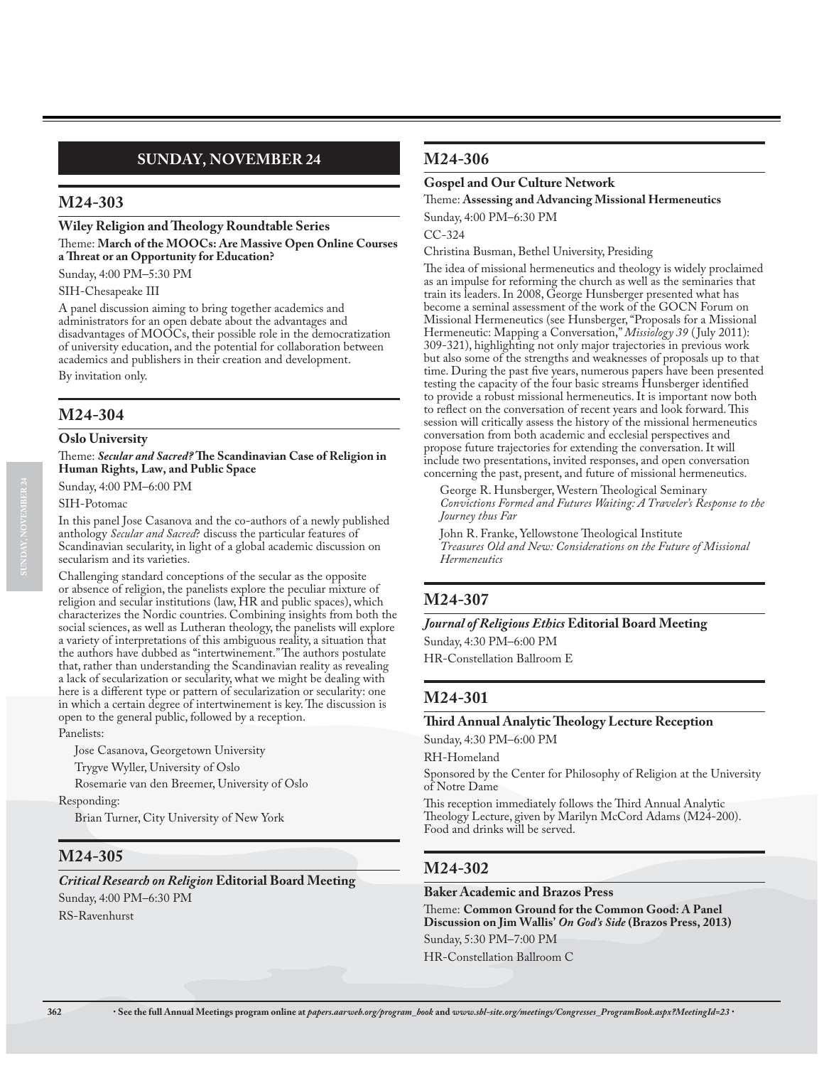## SUNDAY, NOVEMBER 24

## M24-303

**Wiley Religion and Theology Roundtable Series**

Theme: **March of the MOOCs: Are Massive Open Online Courses a Threat or an Opportunity for Education?**

Sunday, 4:00 PM–5:30 PM

SIH-Chesapeake III

A panel discussion aiming to bring together academics and administrators for an open debate about the advantages and disadvantages of MOOCs, their possible role in the democratization of university education, and the potential for collaboration between academics and publishers in their creation and development.

By invitation only.

## M24-304

**Oslo University**

Theme: ***Secular and Sacred?* The Scandinavian Case of Religion in Human Rights, Law, and Public Space**

Sunday, 4:00 PM–6:00 PM

SIH-Potomac

In this panel Jose Casanova and the co-authors of a newly published anthology *Secular and Sacred*? discuss the particular features of Scandinavian secularity, in light of a global academic discussion on secularism and its varieties.

Challenging standard conceptions of the secular as the opposite or absence of religion, the panelists explore the peculiar mixture of religion and secular institutions (law, HR and public spaces), which characterizes the Nordic countries. Combining insights from both the social sciences, as well as Lutheran theology, the panelists will explore a variety of interpretations of this ambiguous reality, a situation that the authors have dubbed as "intertwinement." The authors postulate that, rather than understanding the Scandinavian reality as revealing a lack of secularization or secularity, what we might be dealing with here is a different type or pattern of secularization or secularity: one in which a certain degree of intertwinement is key. The discussion is open to the general public, followed by a reception.

Panelists:

Jose Casanova, Georgetown University

Trygve Wyller, University of Oslo

Rosemarie van den Breemer, University of Oslo

Responding:

Brian Turner, City University of New York

## M24-305

***Critical Research on Religion* Editorial Board Meeting**

Sunday, 4:00 PM–6:30 PM

RS-Ravenhurst

## M24-306

**Gospel and Our Culture Network**

Theme: **Assessing and Advancing Missional Hermeneutics**

Sunday, 4:00 PM–6:30 PM

CC-324

Christina Busman, Bethel University, Presiding

The idea of missional hermeneutics and theology is widely proclaimed as an impulse for reforming the church as well as the seminaries that train its leaders. In 2008, George Hunsberger presented what has become a seminal assessment of the work of the GOCN Forum on Missional Hermeneutics (see Hunsberger, "Proposals for a Missional Hermeneutic: Mapping a Conversation," *Missiology 39* (July 2011): 309-321), highlighting not only major trajectories in previous work but also some of the strengths and weaknesses of proposals up to that time. During the past five years, numerous papers have been presented testing the capacity of the four basic streams Hunsberger identified to provide a robust missional hermeneutics. It is important now both to reflect on the conversation of recent years and look forward. This session will critically assess the history of the missional hermeneutics conversation from both academic and ecclesial perspectives and propose future trajectories for extending the conversation. It will include two presentations, invited responses, and open conversation concerning the past, present, and future of missional hermeneutics.

George R. Hunsberger, Western Theological Seminary
*Convictions Formed and Futures Waiting: A Traveler's Response to the Journey thus Far*

John R. Franke, Yellowstone Theological Institute
*Treasures Old and New: Considerations on the Future of Missional Hermeneutics*

## M24-307

***Journal of Religious Ethics* Editorial Board Meeting**

Sunday, 4:30 PM–6:00 PM

HR-Constellation Ballroom E

## M24-301

**Third Annual Analytic Theology Lecture Reception**

Sunday, 4:30 PM–6:00 PM

RH-Homeland

Sponsored by the Center for Philosophy of Religion at the University of Notre Dame

This reception immediately follows the Third Annual Analytic Theology Lecture, given by Marilyn McCord Adams (M24-200). Food and drinks will be served.

## M24-302

**Baker Academic and Brazos Press**

Theme: **Common Ground for the Common Good: A Panel Discussion on Jim Wallis' *On God's Side* (Brazos Press, 2013)**

Sunday, 5:30 PM–7:00 PM

HR-Constellation Ballroom C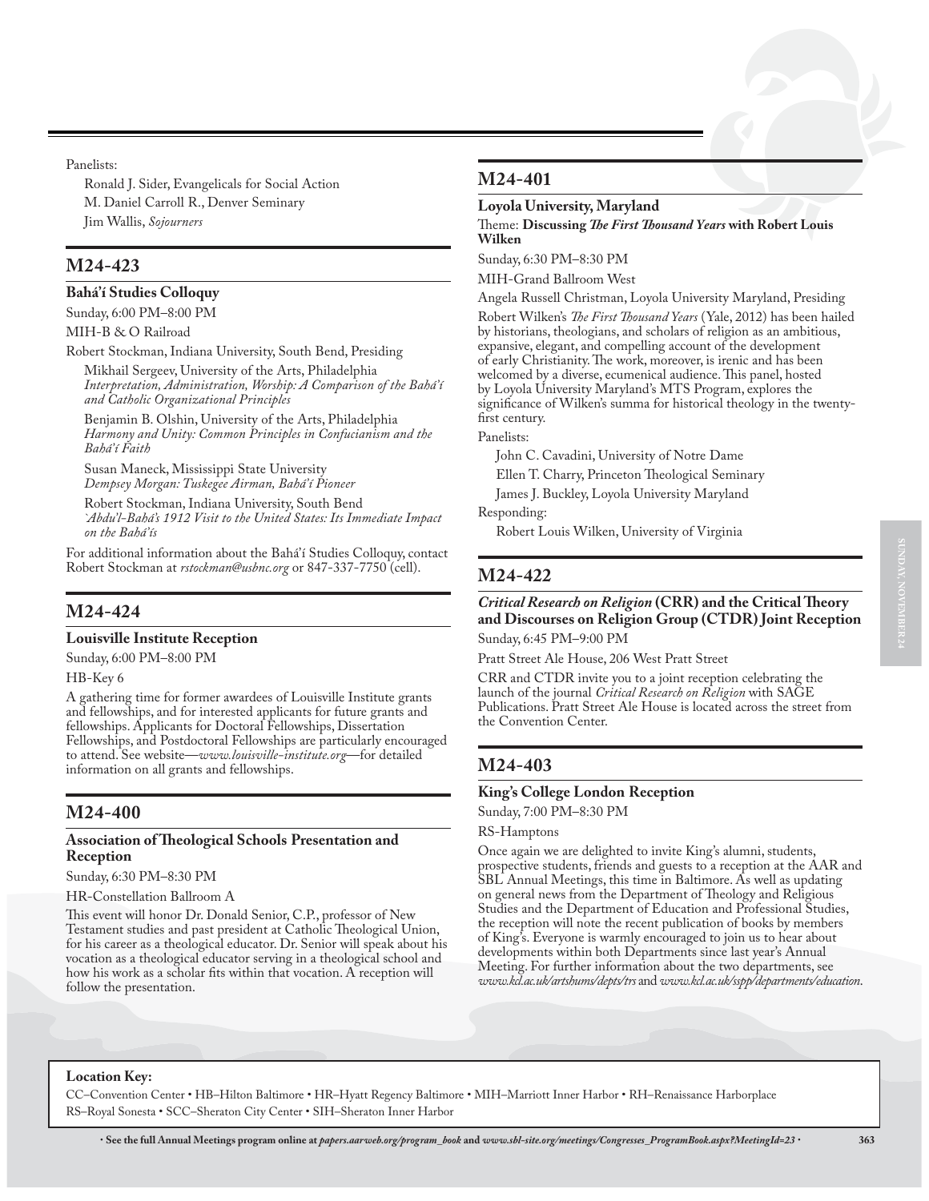Panelists:

Ronald J. Sider, Evangelicals for Social Action

M. Daniel Carroll R., Denver Seminary

Jim Wallis, *Sojourners*

## M24-423

### Bahá'í Studies Colloquy

Sunday, 6:00 PM–8:00 PM

MIH-B & O Railroad

Robert Stockman, Indiana University, South Bend, Presiding

Mikhail Sergeev, University of the Arts, Philadelphia
*Interpretation, Administration, Worship: A Comparison of the Bahá'í and Catholic Organizational Principles*

Benjamin B. Olshin, University of the Arts, Philadelphia
*Harmony and Unity: Common Principles in Confucianism and the Bahá'í Faith*

Susan Maneck, Mississippi State University
*Dempsey Morgan: Tuskegee Airman, Bahá'í Pioneer*

Robert Stockman, Indiana University, South Bend
*'Abdu'l-Bahá's 1912 Visit to the United States: Its Immediate Impact on the Bahá'ís*

For additional information about the Bahá'í Studies Colloquy, contact Robert Stockman at *rstockman@usbnc.org* or 847-337-7750 (cell).

## M24-424

### Louisville Institute Reception

Sunday, 6:00 PM–8:00 PM

HB-Key 6

A gathering time for former awardees of Louisville Institute grants and fellowships, and for interested applicants for future grants and fellowships. Applicants for Doctoral Fellowships, Dissertation Fellowships, and Postdoctoral Fellowships are particularly encouraged to attend. See website—*www.louisville-institute.org*—for detailed information on all grants and fellowships.

## M24-400

### Association of Theological Schools Presentation and Reception

Sunday, 6:30 PM–8:30 PM

HR-Constellation Ballroom A

This event will honor Dr. Donald Senior, C.P., professor of New Testament studies and past president at Catholic Theological Union, for his career as a theological educator. Dr. Senior will speak about his vocation as a theological educator serving in a theological school and how his work as a scholar fits within that vocation. A reception will follow the presentation.

## M24-401

### Loyola University, Maryland

Theme: **Discussing *The First Thousand Years* with Robert Louis Wilken**

Sunday, 6:30 PM–8:30 PM

MIH-Grand Ballroom West

Angela Russell Christman, Loyola University Maryland, Presiding

Robert Wilken's *The First Thousand Years* (Yale, 2012) has been hailed by historians, theologians, and scholars of religion as an ambitious, expansive, elegant, and compelling account of the development of early Christianity. The work, moreover, is irenic and has been welcomed by a diverse, ecumenical audience. This panel, hosted by Loyola University Maryland's MTS Program, explores the significance of Wilken's summa for historical theology in the twenty-first century.

Panelists:

John C. Cavadini, University of Notre Dame

Ellen T. Charry, Princeton Theological Seminary

James J. Buckley, Loyola University Maryland

Responding:

Robert Louis Wilken, University of Virginia

## M24-422

### *Critical Research on Religion* (CRR) and the Critical Theory and Discourses on Religion Group (CTDR) Joint Reception

Sunday, 6:45 PM–9:00 PM

Pratt Street Ale House, 206 West Pratt Street

CRR and CTDR invite you to a joint reception celebrating the launch of the journal *Critical Research on Religion* with SAGE Publications. Pratt Street Ale House is located across the street from the Convention Center.

## M24-403

### King's College London Reception

Sunday, 7:00 PM–8:30 PM

RS-Hamptons

Once again we are delighted to invite King's alumni, students, prospective students, friends and guests to a reception at the AAR and SBL Annual Meetings, this time in Baltimore. As well as updating on general news from the Department of Theology and Religious Studies and the Department of Education and Professional Studies, the reception will note the recent publication of books by members of King's. Everyone is warmly encouraged to join us to hear about developments within both Departments since last year's Annual Meeting. For further information about the two departments, see *www.kcl.ac.uk/artshums/depts/trs* and *www.kcl.ac.uk/sspp/departments/education*.

**Location Key:**

CC–Convention Center • HB–Hilton Baltimore • HR–Hyatt Regency Baltimore • MIH–Marriott Inner Harbor • RH–Renaissance Harborplace
RS–Royal Sonesta • SCC–Sheraton City Center • SIH–Sheraton Inner Harbor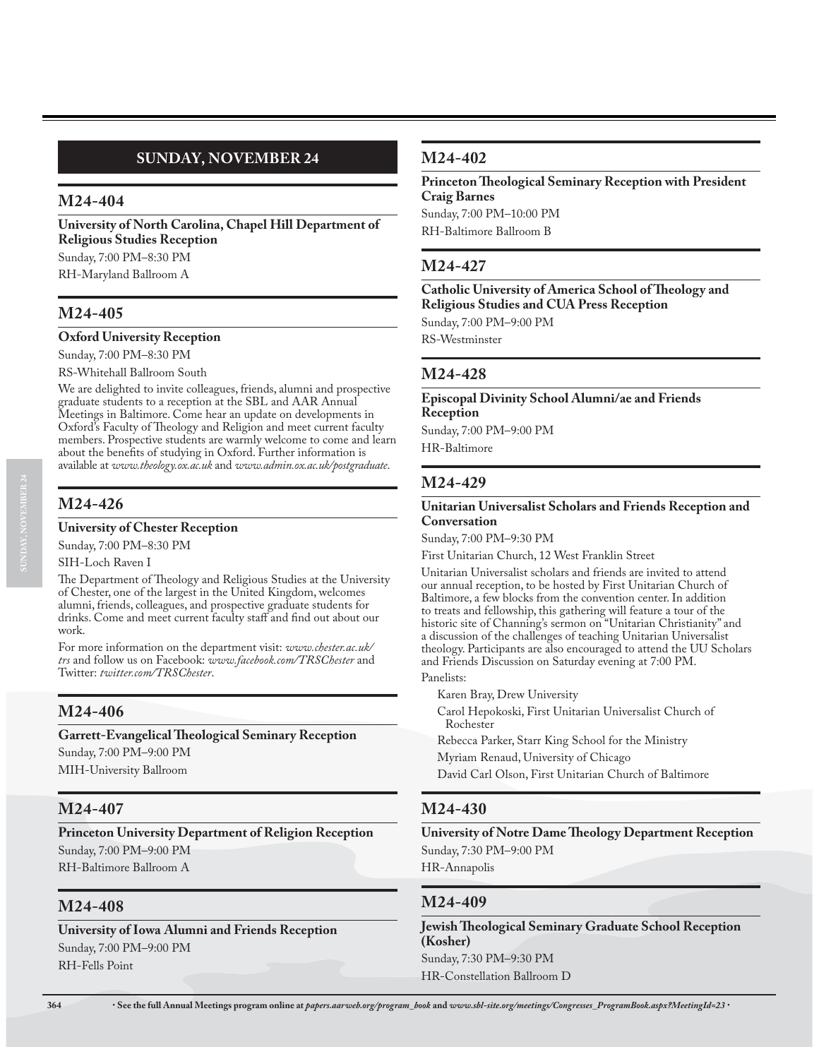## SUNDAY, NOVEMBER 24

### M24-404

**University of North Carolina, Chapel Hill Department of Religious Studies Reception**

Sunday, 7:00 PM–8:30 PM

RH-Maryland Ballroom A

### M24-405

**Oxford University Reception**

Sunday, 7:00 PM–8:30 PM

RS-Whitehall Ballroom South

We are delighted to invite colleagues, friends, alumni and prospective graduate students to a reception at the SBL and AAR Annual Meetings in Baltimore. Come hear an update on developments in Oxford's Faculty of Theology and Religion and meet current faculty members. Prospective students are warmly welcome to come and learn about the benefits of studying in Oxford. Further information is available at *www.theology.ox.ac.uk* and *www.admin.ox.ac.uk/postgraduate*.

### M24-426

**University of Chester Reception**

Sunday, 7:00 PM–8:30 PM

SIH-Loch Raven I

The Department of Theology and Religious Studies at the University of Chester, one of the largest in the United Kingdom, welcomes alumni, friends, colleagues, and prospective graduate students for drinks. Come and meet current faculty staff and find out about our work.

For more information on the department visit: *www.chester.ac.uk/trs* and follow us on Facebook: *www.facebook.com/TRSChester* and Twitter: *twitter.com/TRSChester*.

### M24-406

**Garrett-Evangelical Theological Seminary Reception**

Sunday, 7:00 PM–9:00 PM

MIH-University Ballroom

### M24-407

**Princeton University Department of Religion Reception**

Sunday, 7:00 PM–9:00 PM

RH-Baltimore Ballroom A

### M24-408

**University of Iowa Alumni and Friends Reception**

Sunday, 7:00 PM–9:00 PM

RH-Fells Point

### M24-402

**Princeton Theological Seminary Reception with President Craig Barnes**

Sunday, 7:00 PM–10:00 PM

RH-Baltimore Ballroom B

### M24-427

**Catholic University of America School of Theology and Religious Studies and CUA Press Reception**

Sunday, 7:00 PM–9:00 PM

RS-Westminster

### M24-428

**Episcopal Divinity School Alumni/ae and Friends Reception**

Sunday, 7:00 PM–9:00 PM

HR-Baltimore

### M24-429

**Unitarian Universalist Scholars and Friends Reception and Conversation**

Sunday, 7:00 PM–9:30 PM

First Unitarian Church, 12 West Franklin Street

Unitarian Universalist scholars and friends are invited to attend our annual reception, to be hosted by First Unitarian Church of Baltimore, a few blocks from the convention center. In addition to treats and fellowship, this gathering will feature a tour of the historic site of Channing's sermon on "Unitarian Christianity" and a discussion of the challenges of teaching Unitarian Universalist theology. Participants are also encouraged to attend the UU Scholars and Friends Discussion on Saturday evening at 7:00 PM.

Panelists:

- Karen Bray, Drew University
- Carol Hepokoski, First Unitarian Universalist Church of Rochester
- Rebecca Parker, Starr King School for the Ministry
- Myriam Renaud, University of Chicago
- David Carl Olson, First Unitarian Church of Baltimore

### M24-430

**University of Notre Dame Theology Department Reception**

Sunday, 7:30 PM–9:00 PM

HR-Annapolis

### M24-409

**Jewish Theological Seminary Graduate School Reception (Kosher)**

Sunday, 7:30 PM–9:30 PM

HR-Constellation Ballroom D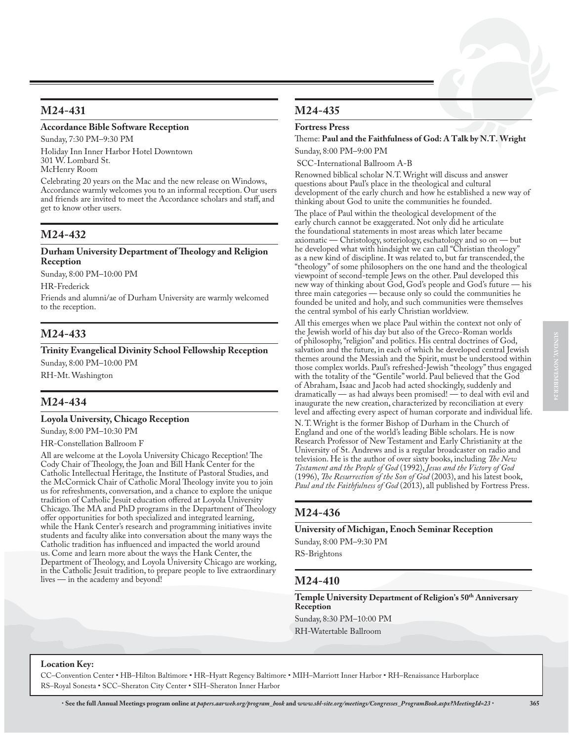## M24-431

**Accordance Bible Software Reception**

Sunday, 7:30 PM–9:30 PM

Holiday Inn Inner Harbor Hotel Downtown
301 W. Lombard St.
McHenry Room

Celebrating 20 years on the Mac and the new release on Windows, Accordance warmly welcomes you to an informal reception. Our users and friends are invited to meet the Accordance scholars and staff, and get to know other users.

## M24-432

**Durham University Department of Theology and Religion Reception**

Sunday, 8:00 PM–10:00 PM

HR-Frederick

Friends and alumni/ae of Durham University are warmly welcomed to the reception.

## M24-433

**Trinity Evangelical Divinity School Fellowship Reception**

Sunday, 8:00 PM–10:00 PM

RH-Mt. Washington

## M24-434

**Loyola University, Chicago Reception**

Sunday, 8:00 PM–10:30 PM

HR-Constellation Ballroom F

All are welcome at the Loyola University Chicago Reception! The Cody Chair of Theology, the Joan and Bill Hank Center for the Catholic Intellectual Heritage, the Institute of Pastoral Studies, and the McCormick Chair of Catholic Moral Theology invite you to join us for refreshments, conversation, and a chance to explore the unique tradition of Catholic Jesuit education offered at Loyola University Chicago. The MA and PhD programs in the Department of Theology offer opportunities for both specialized and integrated learning, while the Hank Center's research and programming initiatives invite students and faculty alike into conversation about the many ways the Catholic tradition has influenced and impacted the world around us. Come and learn more about the ways the Hank Center, the Department of Theology, and Loyola University Chicago are working, in the Catholic Jesuit tradition, to prepare people to live extraordinary lives — in the academy and beyond!

## M24-435

**Fortress Press**

Theme: **Paul and the Faithfulness of God: A Talk by N.T. Wright**

Sunday, 8:00 PM–9:00 PM

SCC-International Ballroom A-B

Renowned biblical scholar N.T. Wright will discuss and answer questions about Paul's place in the theological and cultural development of the early church and how he established a new way of thinking about God to unite the communities he founded.

The place of Paul within the theological development of the early church cannot be exaggerated. Not only did he articulate the foundational statements in most areas which later became axiomatic — Christology, soteriology, eschatology and so on — but he developed what with hindsight we can call "Christian theology" as a new kind of discipline. It was related to, but far transcended, the "theology" of some philosophers on the one hand and the theological viewpoint of second-temple Jews on the other. Paul developed this new way of thinking about God, God's people and God's future — his three main categories — because only so could the communities he founded be united and holy, and such communities were themselves the central symbol of his early Christian worldview.

All this emerges when we place Paul within the context not only of the Jewish world of his day but also of the Greco-Roman worlds of philosophy, "religion" and politics. His central doctrines of God, salvation and the future, in each of which he developed central Jewish themes around the Messiah and the Spirit, must be understood within those complex worlds. Paul's refreshed-Jewish "theology" thus engaged with the totality of the "Gentile" world. Paul believed that the God of Abraham, Isaac and Jacob had acted shockingly, suddenly and dramatically — as had always been promised! — to deal with evil and inaugurate the new creation, characterized by reconciliation at every level and affecting every aspect of human corporate and individual life.

N. T. Wright is the former Bishop of Durham in the Church of England and one of the world's leading Bible scholars. He is now Research Professor of New Testament and Early Christianity at the University of St. Andrews and is a regular broadcaster on radio and television. He is the author of over sixty books, including *The New Testament and the People of God* (1992), *Jesus and the Victory of God* (1996), *The Resurrection of the Son of God* (2003), and his latest book, *Paul and the Faithfulness of God* (2013), all published by Fortress Press.

## M24-436

**University of Michigan, Enoch Seminar Reception**

Sunday, 8:00 PM–9:30 PM

RS-Brightons

## M24-410

**Temple University Department of Religion's 50th Anniversary Reception**

Sunday, 8:30 PM–10:00 PM

RH-Watertable Ballroom

**Location Key:**

CC–Convention Center • HB–Hilton Baltimore • HR–Hyatt Regency Baltimore • MIH–Marriott Inner Harbor • RH–Renaissance Harborplace
RS–Royal Sonesta • SCC–Sheraton City Center • SIH–Sheraton Inner Harbor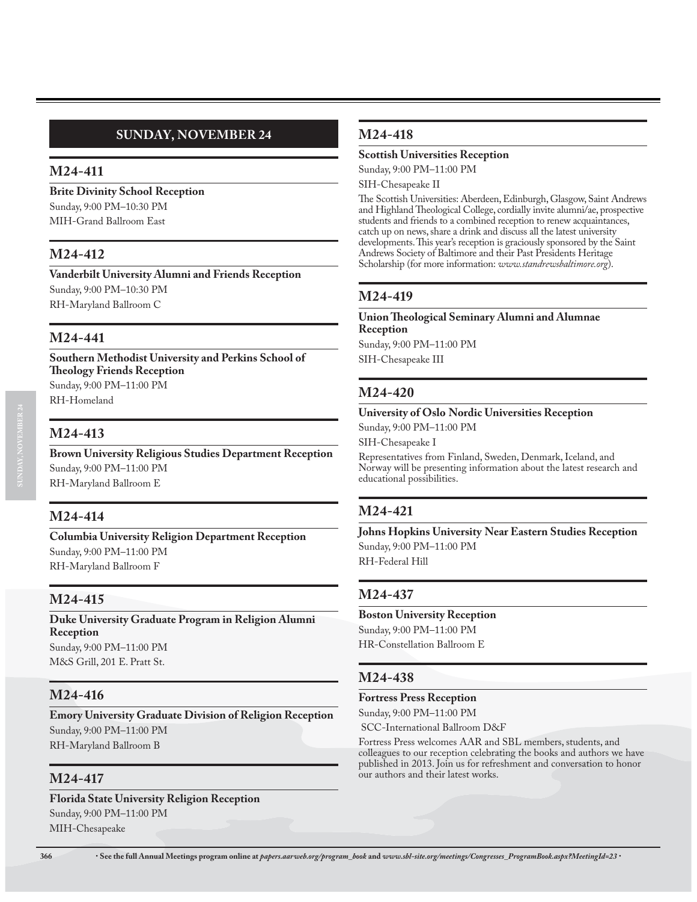## SUNDAY, NOVEMBER 24

### M24-411

**Brite Divinity School Reception**

Sunday, 9:00 PM–10:30 PM

MIH-Grand Ballroom East

### M24-412

**Vanderbilt University Alumni and Friends Reception**

Sunday, 9:00 PM–10:30 PM

RH-Maryland Ballroom C

### M24-441

**Southern Methodist University and Perkins School of Theology Friends Reception**

Sunday, 9:00 PM–11:00 PM

RH-Homeland

### M24-413

**Brown University Religious Studies Department Reception**

Sunday, 9:00 PM–11:00 PM

RH-Maryland Ballroom E

### M24-414

**Columbia University Religion Department Reception**

Sunday, 9:00 PM–11:00 PM

RH-Maryland Ballroom F

### M24-415

**Duke University Graduate Program in Religion Alumni Reception**

Sunday, 9:00 PM–11:00 PM

M&S Grill, 201 E. Pratt St.

### M24-416

**Emory University Graduate Division of Religion Reception**

Sunday, 9:00 PM–11:00 PM

RH-Maryland Ballroom B

### M24-417

**Florida State University Religion Reception**

Sunday, 9:00 PM–11:00 PM

MIH-Chesapeake

### M24-418

**Scottish Universities Reception**

Sunday, 9:00 PM–11:00 PM

SIH-Chesapeake II

The Scottish Universities: Aberdeen, Edinburgh, Glasgow, Saint Andrews and Highland Theological College, cordially invite alumni/ae, prospective students and friends to a combined reception to renew acquaintances, catch up on news, share a drink and discuss all the latest university developments. This year's reception is graciously sponsored by the Saint Andrews Society of Baltimore and their Past Presidents Heritage Scholarship (for more information: *www.standrewsbaltimore.org*).

### M24-419

**Union Theological Seminary Alumni and Alumnae Reception**

Sunday, 9:00 PM–11:00 PM

SIH-Chesapeake III

### M24-420

**University of Oslo Nordic Universities Reception**

Sunday, 9:00 PM–11:00 PM

SIH-Chesapeake I

Representatives from Finland, Sweden, Denmark, Iceland, and Norway will be presenting information about the latest research and educational possibilities.

### M24-421

**Johns Hopkins University Near Eastern Studies Reception**

Sunday, 9:00 PM–11:00 PM

RH-Federal Hill

### M24-437

**Boston University Reception**

Sunday, 9:00 PM–11:00 PM

HR-Constellation Ballroom E

### M24-438

**Fortress Press Reception**

Sunday, 9:00 PM–11:00 PM

SCC-International Ballroom D&F

Fortress Press welcomes AAR and SBL members, students, and colleagues to our reception celebrating the books and authors we have published in 2013. Join us for refreshment and conversation to honor our authors and their latest works.

· See the full Annual Meetings program online at *papers.aarweb.org/program_book* and *www.sbl-site.org/meetings/Congresses_ProgramBook.aspx?MeetingId=23* ·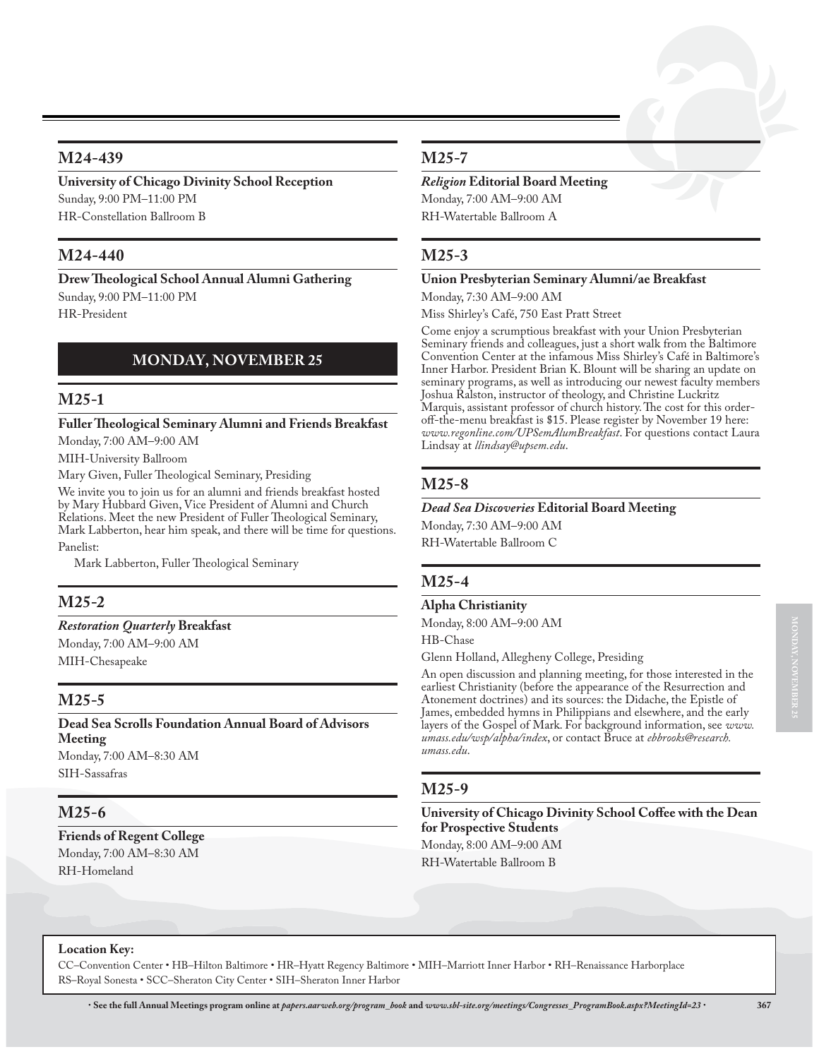## M24-439

**University of Chicago Divinity School Reception**
Sunday, 9:00 PM–11:00 PM
HR-Constellation Ballroom B

## M24-440

**Drew Theological School Annual Alumni Gathering**
Sunday, 9:00 PM–11:00 PM
HR-President

# MONDAY, NOVEMBER 25

## M25-1

**Fuller Theological Seminary Alumni and Friends Breakfast**
Monday, 7:00 AM–9:00 AM
MIH-University Ballroom
Mary Given, Fuller Theological Seminary, Presiding

We invite you to join us for an alumni and friends breakfast hosted by Mary Hubbard Given, Vice President of Alumni and Church Relations. Meet the new President of Fuller Theological Seminary, Mark Labberton, hear him speak, and there will be time for questions.

Panelist:

Mark Labberton, Fuller Theological Seminary

## M25-2

***Restoration Quarterly* Breakfast**
Monday, 7:00 AM–9:00 AM
MIH-Chesapeake

## M25-5

**Dead Sea Scrolls Foundation Annual Board of Advisors Meeting**
Monday, 7:00 AM–8:30 AM
SIH-Sassafras

## M25-6

**Friends of Regent College**
Monday, 7:00 AM–8:30 AM
RH-Homeland

## M25-7

***Religion* Editorial Board Meeting**
Monday, 7:00 AM–9:00 AM
RH-Watertable Ballroom A

## M25-3

**Union Presbyterian Seminary Alumni/ae Breakfast**
Monday, 7:30 AM–9:00 AM
Miss Shirley's Café, 750 East Pratt Street

Come enjoy a scrumptious breakfast with your Union Presbyterian Seminary friends and colleagues, just a short walk from the Baltimore Convention Center at the infamous Miss Shirley's Café in Baltimore's Inner Harbor. President Brian K. Blount will be sharing an update on seminary programs, as well as introducing our newest faculty members Joshua Ralston, instructor of theology, and Christine Luckritz Marquis, assistant professor of church history. The cost for this order-off-the-menu breakfast is $15. Please register by November 19 here: *www.regonline.com/UPSemAlumBreakfast*. For questions contact Laura Lindsay at *llindsay@upsem.edu*.

## M25-8

***Dead Sea Discoveries* Editorial Board Meeting**
Monday, 7:30 AM–9:00 AM
RH-Watertable Ballroom C

## M25-4

**Alpha Christianity**
Monday, 8:00 AM–9:00 AM
HB-Chase
Glenn Holland, Allegheny College, Presiding

An open discussion and planning meeting, for those interested in the earliest Christianity (before the appearance of the Resurrection and Atonement doctrines) and its sources: the Didache, the Epistle of James, embedded hymns in Philippians and elsewhere, and the early layers of the Gospel of Mark. For background information, see *www.umass.edu/wsp/alpha/index*, or contact Bruce at *ebbrooks@research.umass.edu*.

## M25-9

**University of Chicago Divinity School Coffee with the Dean for Prospective Students**
Monday, 8:00 AM–9:00 AM
RH-Watertable Ballroom B

**Location Key:**
CC–Convention Center • HB–Hilton Baltimore • HR–Hyatt Regency Baltimore • MIH–Marriott Inner Harbor • RH–Renaissance Harborplace
RS–Royal Sonesta • SCC–Sheraton City Center • SIH–Sheraton Inner Harbor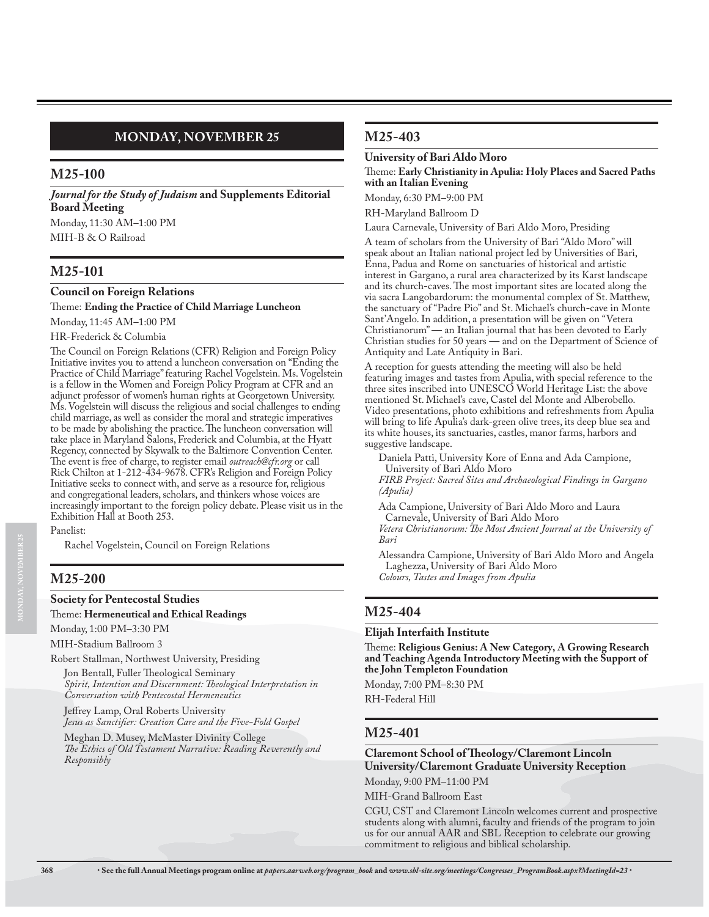## MONDAY, NOVEMBER 25

### M25-100

***Journal for the Study of Judaism* and Supplements Editorial Board Meeting**

Monday, 11:30 AM–1:00 PM

MIH-B & O Railroad

### M25-101

**Council on Foreign Relations**

Theme: **Ending the Practice of Child Marriage Luncheon**

Monday, 11:45 AM–1:00 PM

HR-Frederick & Columbia

The Council on Foreign Relations (CFR) Religion and Foreign Policy Initiative invites you to attend a luncheon conversation on "Ending the Practice of Child Marriage" featuring Rachel Vogelstein. Ms. Vogelstein is a fellow in the Women and Foreign Policy Program at CFR and an adjunct professor of women's human rights at Georgetown University. Ms. Vogelstein will discuss the religious and social challenges to ending child marriage, as well as consider the moral and strategic imperatives to be made by abolishing the practice. The luncheon conversation will take place in Maryland Salons, Frederick and Columbia, at the Hyatt Regency, connected by Skywalk to the Baltimore Convention Center. The event is free of charge, to register email *outreach@cfr.org* or call Rick Chilton at 1-212-434-9678. CFR's Religion and Foreign Policy Initiative seeks to connect with, and serve as a resource for, religious and congregational leaders, scholars, and thinkers whose voices are increasingly important to the foreign policy debate. Please visit us in the Exhibition Hall at Booth 253.

Panelist:

Rachel Vogelstein, Council on Foreign Relations

### M25-200

**Society for Pentecostal Studies**

Theme: **Hermeneutical and Ethical Readings**

Monday, 1:00 PM–3:30 PM

MIH-Stadium Ballroom 3

Robert Stallman, Northwest University, Presiding

Jon Bentall, Fuller Theological Seminary
*Spirit, Intention and Discernment: Theological Interpretation in Conversation with Pentecostal Hermeneutics*

Jeffrey Lamp, Oral Roberts University
*Jesus as Sanctifier: Creation Care and the Five-Fold Gospel*

Meghan D. Musey, McMaster Divinity College
*The Ethics of Old Testament Narrative: Reading Reverently and Responsibly*

### M25-403

**University of Bari Aldo Moro**

Theme: **Early Christianity in Apulia: Holy Places and Sacred Paths with an Italian Evening**

Monday, 6:30 PM–9:00 PM

RH-Maryland Ballroom D

Laura Carnevale, University of Bari Aldo Moro, Presiding

A team of scholars from the University of Bari "Aldo Moro" will speak about an Italian national project led by Universities of Bari, Enna, Padua and Rome on sanctuaries of historical and artistic interest in Gargano, a rural area characterized by its Karst landscape and its church-caves. The most important sites are located along the via sacra Langobardorum: the monumental complex of St. Matthew, the sanctuary of "Padre Pio" and St. Michael's church-cave in Monte Sant'Angelo. In addition, a presentation will be given on "Vetera Christianorum" — an Italian journal that has been devoted to Early Christian studies for 50 years — and on the Department of Science of Antiquity and Late Antiquity in Bari.

A reception for guests attending the meeting will also be held featuring images and tastes from Apulia, with special reference to the three sites inscribed into UNESCO World Heritage List: the above mentioned St. Michael's cave, Castel del Monte and Alberobello. Video presentations, photo exhibitions and refreshments from Apulia will bring to life Apulia's dark-green olive trees, its deep blue sea and its white houses, its sanctuaries, castles, manor farms, harbors and suggestive landscape.

Daniela Patti, University Kore of Enna and Ada Campione, University of Bari Aldo Moro
*FIRB Project: Sacred Sites and Archaeological Findings in Gargano (Apulia)*

Ada Campione, University of Bari Aldo Moro and Laura Carnevale, University of Bari Aldo Moro
*Vetera Christianorum: The Most Ancient Journal at the University of Bari*

Alessandra Campione, University of Bari Aldo Moro and Angela Laghezza, University of Bari Aldo Moro
*Colours, Tastes and Images from Apulia*

### M25-404

**Elijah Interfaith Institute**

Theme: **Religious Genius: A New Category, A Growing Research and Teaching Agenda Introductory Meeting with the Support of the John Templeton Foundation**

Monday, 7:00 PM–8:30 PM

RH-Federal Hill

### M25-401

**Claremont School of Theology/Claremont Lincoln University/Claremont Graduate University Reception**

Monday, 9:00 PM–11:00 PM

MIH-Grand Ballroom East

CGU, CST and Claremont Lincoln welcomes current and prospective students along with alumni, faculty and friends of the program to join us for our annual AAR and SBL Reception to celebrate our growing commitment to religious and biblical scholarship.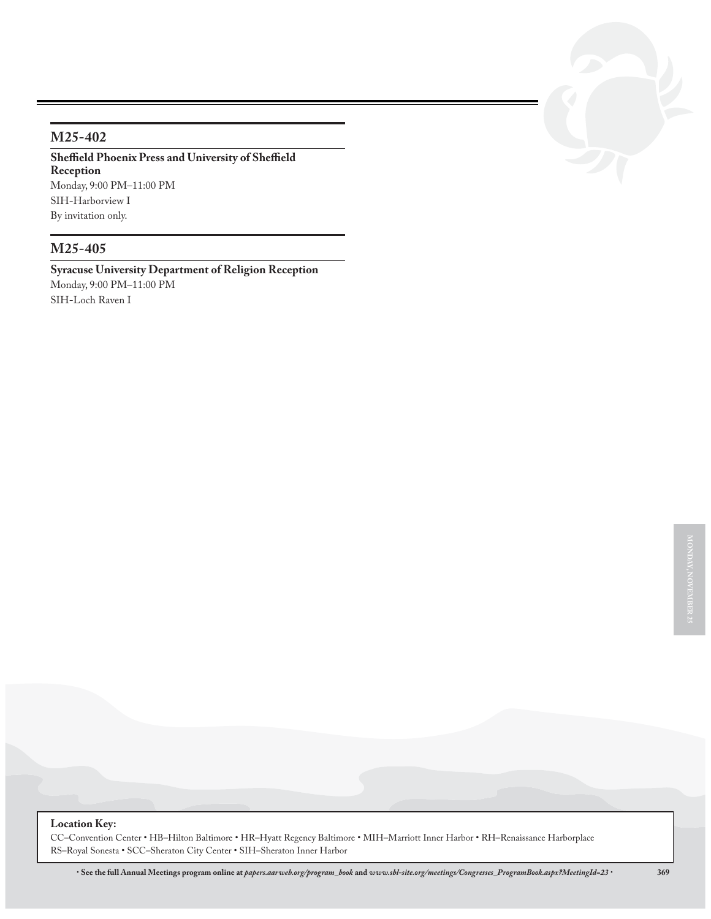## M25-402

**Sheffield Phoenix Press and University of Sheffield Reception**

Monday, 9:00 PM–11:00 PM

SIH-Harborview I

By invitation only.

## M25-405

**Syracuse University Department of Religion Reception**

Monday, 9:00 PM–11:00 PM

SIH-Loch Raven I

**Location Key:**

CC–Convention Center • HB–Hilton Baltimore • HR–Hyatt Regency Baltimore • MIH–Marriott Inner Harbor • RH–Renaissance Harborplace RS–Royal Sonesta • SCC–Sheraton City Center • SIH–Sheraton Inner Harbor